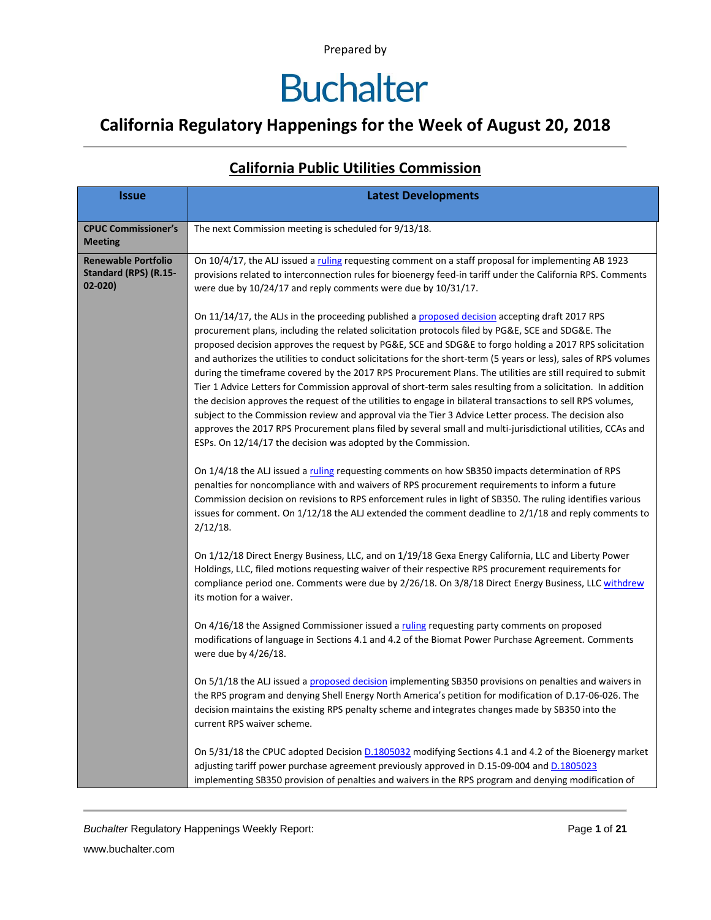Prepared by

# Buchalter

## California Regulatory Happenings for the Week of August 20, 2018

### California Public Utilities Commission

| Issue | Latest Developments |
|---|---|
| **CPUC Commissioner's Meeting** | The next Commission meeting is scheduled for 9/13/18. |
| **Renewable Portfolio Standard (RPS) (R.15-02-020)** | On 10/4/17, the ALJ issued a ruling requesting comment on a staff proposal for implementing AB 1923 provisions related to interconnection rules for bioenergy feed-in tariff under the California RPS. Comments were due by 10/24/17 and reply comments were due by 10/31/17.<br><br>On 11/14/17, the ALJs in the proceeding published a proposed decision accepting draft 2017 RPS procurement plans, including the related solicitation protocols filed by PG&E, SCE and SDG&E. The proposed decision approves the request by PG&E, SCE and SDG&E to forgo holding a 2017 RPS solicitation and authorizes the utilities to conduct solicitations for the short-term (5 years or less), sales of RPS volumes during the timeframe covered by the 2017 RPS Procurement Plans. The utilities are still required to submit Tier 1 Advice Letters for Commission approval of short-term sales resulting from a solicitation. In addition the decision approves the request of the utilities to engage in bilateral transactions to sell RPS volumes, subject to the Commission review and approval via the Tier 3 Advice Letter process. The decision also approves the 2017 RPS Procurement plans filed by several small and multi-jurisdictional utilities, CCAs and ESPs. On 12/14/17 the decision was adopted by the Commission.<br><br>On 1/4/18 the ALJ issued a ruling requesting comments on how SB350 impacts determination of RPS penalties for noncompliance with and waivers of RPS procurement requirements to inform a future Commission decision on revisions to RPS enforcement rules in light of SB350. The ruling identifies various issues for comment. On 1/12/18 the ALJ extended the comment deadline to 2/1/18 and reply comments to 2/12/18.<br><br>On 1/12/18 Direct Energy Business, LLC, and on 1/19/18 Gexa Energy California, LLC and Liberty Power Holdings, LLC, filed motions requesting waiver of their respective RPS procurement requirements for compliance period one. Comments were due by 2/26/18. On 3/8/18 Direct Energy Business, LLC withdrew its motion for a waiver.<br><br>On 4/16/18 the Assigned Commissioner issued a ruling requesting party comments on proposed modifications of language in Sections 4.1 and 4.2 of the Biomat Power Purchase Agreement. Comments were due by 4/26/18.<br><br>On 5/1/18 the ALJ issued a proposed decision implementing SB350 provisions on penalties and waivers in the RPS program and denying Shell Energy North America's petition for modification of D.17-06-026. The decision maintains the existing RPS penalty scheme and integrates changes made by SB350 into the current RPS waiver scheme.<br><br>On 5/31/18 the CPUC adopted Decision D.1805032 modifying Sections 4.1 and 4.2 of the Bioenergy market adjusting tariff power purchase agreement previously approved in D.15-09-004 and D.1805023 implementing SB350 provision of penalties and waivers in the RPS program and denying modification of |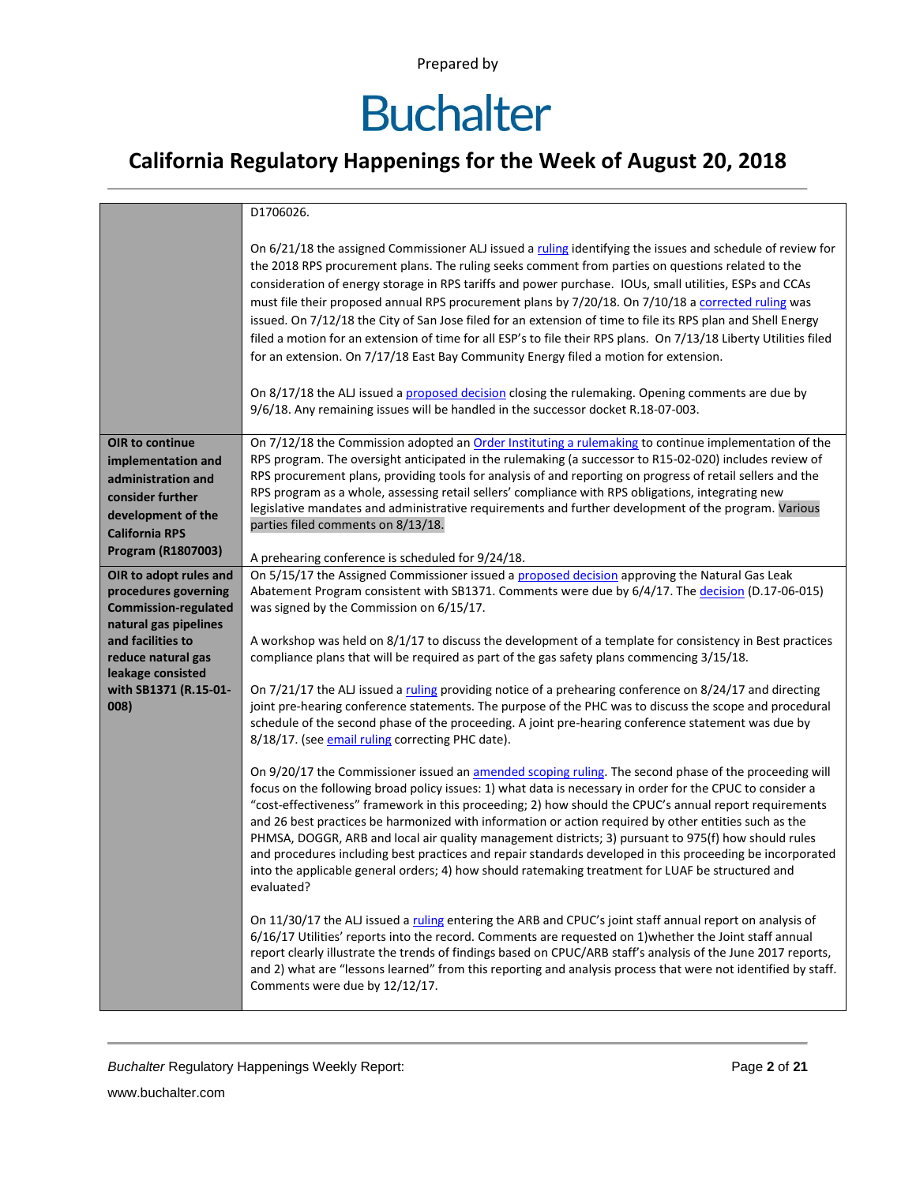Prepared by

# Buchalter

## California Regulatory Happenings for the Week of August 20, 2018

| | |
|---|---|
| | D1706026.<br><br>On 6/21/18 the assigned Commissioner ALJ issued a ruling identifying the issues and schedule of review for the 2018 RPS procurement plans. The ruling seeks comment from parties on questions related to the consideration of energy storage in RPS tariffs and power purchase. IOUs, small utilities, ESPs and CCAs must file their proposed annual RPS procurement plans by 7/20/18. On 7/10/18 a corrected ruling was issued. On 7/12/18 the City of San Jose filed for an extension of time to file its RPS plan and Shell Energy filed a motion for an extension of time for all ESP's to file their RPS plans. On 7/13/18 Liberty Utilities filed for an extension. On 7/17/18 East Bay Community Energy filed a motion for extension.<br><br>On 8/17/18 the ALJ issued a proposed decision closing the rulemaking. Opening comments are due by 9/6/18. Any remaining issues will be handled in the successor docket R.18-07-003. |
| **OIR to continue implementation and administration and consider further development of the California RPS Program (R1807003)** | On 7/12/18 the Commission adopted an Order Instituting a rulemaking to continue implementation of the RPS program. The oversight anticipated in the rulemaking (a successor to R15-02-020) includes review of RPS procurement plans, providing tools for analysis of and reporting on progress of retail sellers and the RPS program as a whole, assessing retail sellers' compliance with RPS obligations, integrating new legislative mandates and administrative requirements and further development of the program. Various parties filed comments on 8/13/18.<br><br>A prehearing conference is scheduled for 9/24/18. |
| **OIR to adopt rules and procedures governing Commission-regulated natural gas pipelines and facilities to reduce natural gas leakage consisted with SB1371 (R.15-01-008)** | On 5/15/17 the Assigned Commissioner issued a proposed decision approving the Natural Gas Leak Abatement Program consistent with SB1371. Comments were due by 6/4/17. The decision (D.17-06-015) was signed by the Commission on 6/15/17.<br><br>A workshop was held on 8/1/17 to discuss the development of a template for consistency in Best practices compliance plans that will be required as part of the gas safety plans commencing 3/15/18.<br><br>On 7/21/17 the ALJ issued a ruling providing notice of a prehearing conference on 8/24/17 and directing joint pre-hearing conference statements. The purpose of the PHC was to discuss the scope and procedural schedule of the second phase of the proceeding. A joint pre-hearing conference statement was due by 8/18/17. (see email ruling correcting PHC date).<br><br>On 9/20/17 the Commissioner issued an amended scoping ruling. The second phase of the proceeding will focus on the following broad policy issues: 1) what data is necessary in order for the CPUC to consider a "cost-effectiveness" framework in this proceeding; 2) how should the CPUC's annual report requirements and 26 best practices be harmonized with information or action required by other entities such as the PHMSA, DOGGR, ARB and local air quality management districts; 3) pursuant to 975(f) how should rules and procedures including best practices and repair standards developed in this proceeding be incorporated into the applicable general orders; 4) how should ratemaking treatment for LUAF be structured and evaluated?<br><br>On 11/30/17 the ALJ issued a ruling entering the ARB and CPUC's joint staff annual report on analysis of 6/16/17 Utilities' reports into the record. Comments are requested on 1)whether the Joint staff annual report clearly illustrate the trends of findings based on CPUC/ARB staff's analysis of the June 2017 reports, and 2) what are "lessons learned" from this reporting and analysis process that were not identified by staff. Comments were due by 12/12/17. |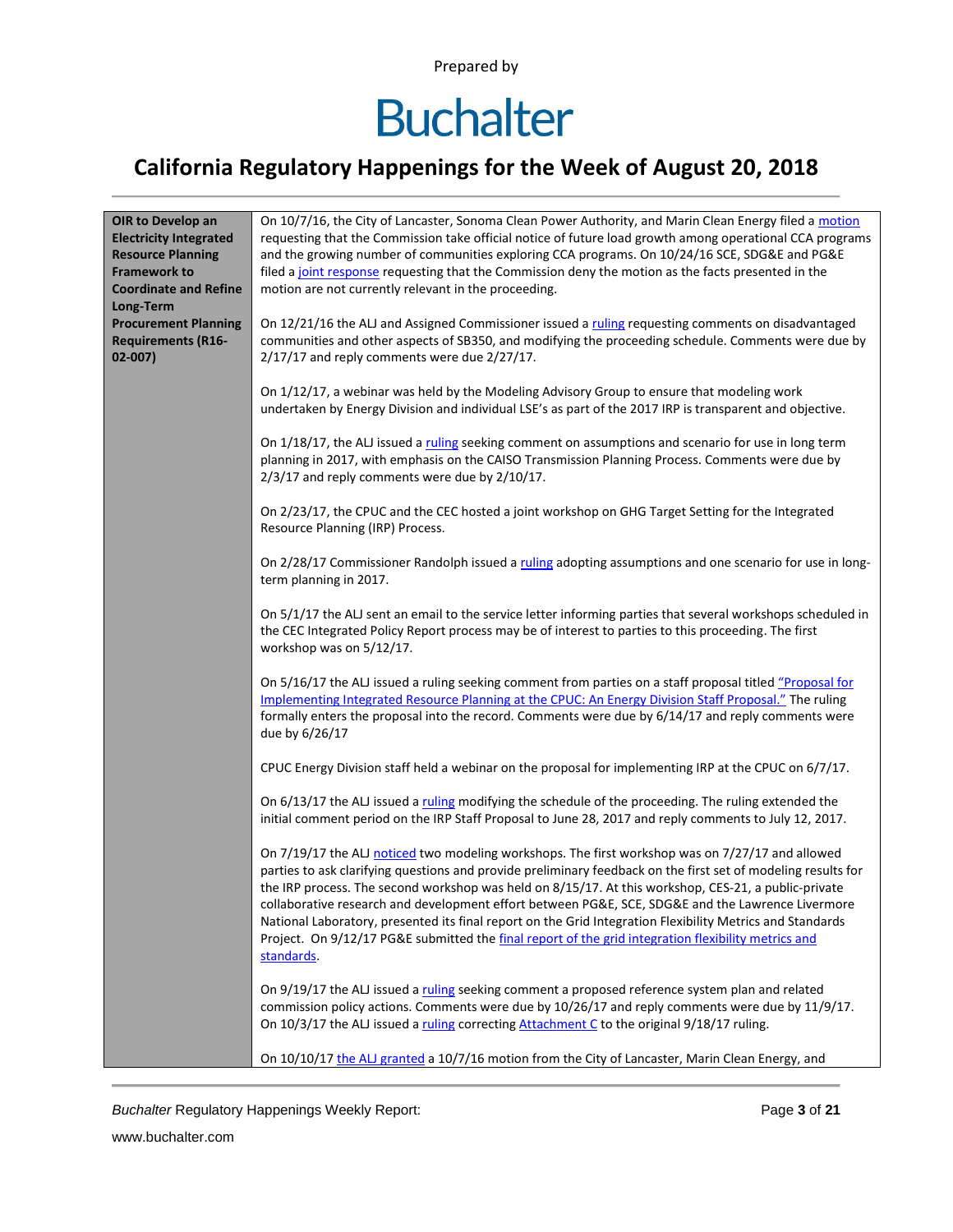| OIR to Develop an Electricity Integrated Resource Planning Framework to Coordinate and Refine Long-Term Procurement Planning Requirements (R16-02-007) | On 10/7/16, the City of Lancaster, Sonoma Clean Power Authority, and Marin Clean Energy filed a motion requesting that the Commission take official notice of future load growth among operational CCA programs and the growing number of communities exploring CCA programs. On 10/24/16 SCE, SDG&E and PG&E filed a joint response requesting that the Commission deny the motion as the facts presented in the motion are not currently relevant in the proceeding.<br><br>On 12/21/16 the ALJ and Assigned Commissioner issued a ruling requesting comments on disadvantaged communities and other aspects of SB350, and modifying the proceeding schedule. Comments were due by 2/17/17 and reply comments were due 2/27/17.<br><br>On 1/12/17, a webinar was held by the Modeling Advisory Group to ensure that modeling work undertaken by Energy Division and individual LSE's as part of the 2017 IRP is transparent and objective.<br><br>On 1/18/17, the ALJ issued a ruling seeking comment on assumptions and scenario for use in long term planning in 2017, with emphasis on the CAISO Transmission Planning Process. Comments were due by 2/3/17 and reply comments were due by 2/10/17.<br><br>On 2/23/17, the CPUC and the CEC hosted a joint workshop on GHG Target Setting for the Integrated Resource Planning (IRP) Process.<br><br>On 2/28/17 Commissioner Randolph issued a ruling adopting assumptions and one scenario for use in long-term planning in 2017.<br><br>On 5/1/17 the ALJ sent an email to the service letter informing parties that several workshops scheduled in the CEC Integrated Policy Report process may be of interest to parties to this proceeding. The first workshop was on 5/12/17.<br><br>On 5/16/17 the ALJ issued a ruling seeking comment from parties on a staff proposal titled "Proposal for Implementing Integrated Resource Planning at the CPUC: An Energy Division Staff Proposal." The ruling formally enters the proposal into the record. Comments were due by 6/14/17 and reply comments were due by 6/26/17<br><br>CPUC Energy Division staff held a webinar on the proposal for implementing IRP at the CPUC on 6/7/17.<br><br>On 6/13/17 the ALJ issued a ruling modifying the schedule of the proceeding. The ruling extended the initial comment period on the IRP Staff Proposal to June 28, 2017 and reply comments to July 12, 2017.<br><br>On 7/19/17 the ALJ noticed two modeling workshops. The first workshop was on 7/27/17 and allowed parties to ask clarifying questions and provide preliminary feedback on the first set of modeling results for the IRP process. The second workshop was held on 8/15/17. At this workshop, CES-21, a public-private collaborative research and development effort between PG&E, SCE, SDG&E and the Lawrence Livermore National Laboratory, presented its final report on the Grid Integration Flexibility Metrics and Standards Project. On 9/12/17 PG&E submitted the final report of the grid integration flexibility metrics and standards.<br><br>On 9/19/17 the ALJ issued a ruling seeking comment a proposed reference system plan and related commission policy actions. Comments were due by 10/26/17 and reply comments were due by 11/9/17. On 10/3/17 the ALJ issued a ruling correcting Attachment C to the original 9/18/17 ruling.<br><br>On 10/10/17 the ALJ granted a 10/7/16 motion from the City of Lancaster, Marin Clean Energy, and |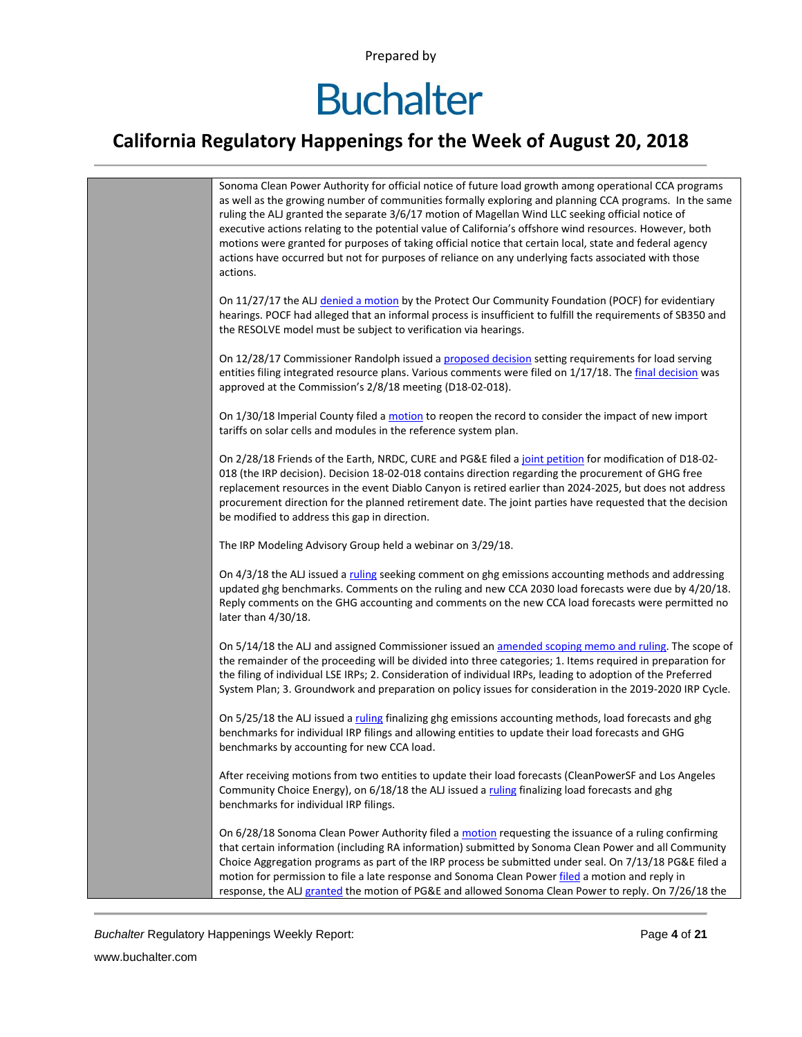Sonoma Clean Power Authority for official notice of future load growth among operational CCA programs as well as the growing number of communities formally exploring and planning CCA programs. In the same ruling the ALJ granted the separate 3/6/17 motion of Magellan Wind LLC seeking official notice of executive actions relating to the potential value of California's offshore wind resources. However, both motions were granted for purposes of taking official notice that certain local, state and federal agency actions have occurred but not for purposes of reliance on any underlying facts associated with those actions.

On 11/27/17 the ALJ denied a motion by the Protect Our Community Foundation (POCF) for evidentiary hearings. POCF had alleged that an informal process is insufficient to fulfill the requirements of SB350 and the RESOLVE model must be subject to verification via hearings.

On 12/28/17 Commissioner Randolph issued a proposed decision setting requirements for load serving entities filing integrated resource plans. Various comments were filed on 1/17/18. The final decision was approved at the Commission's 2/8/18 meeting (D18-02-018).

On 1/30/18 Imperial County filed a motion to reopen the record to consider the impact of new import tariffs on solar cells and modules in the reference system plan.

On 2/28/18 Friends of the Earth, NRDC, CURE and PG&E filed a joint petition for modification of D18-02-018 (the IRP decision). Decision 18-02-018 contains direction regarding the procurement of GHG free replacement resources in the event Diablo Canyon is retired earlier than 2024-2025, but does not address procurement direction for the planned retirement date. The joint parties have requested that the decision be modified to address this gap in direction.

The IRP Modeling Advisory Group held a webinar on 3/29/18.

On 4/3/18 the ALJ issued a ruling seeking comment on ghg emissions accounting methods and addressing updated ghg benchmarks. Comments on the ruling and new CCA 2030 load forecasts were due by 4/20/18. Reply comments on the GHG accounting and comments on the new CCA load forecasts were permitted no later than 4/30/18.

On 5/14/18 the ALJ and assigned Commissioner issued an amended scoping memo and ruling. The scope of the remainder of the proceeding will be divided into three categories; 1. Items required in preparation for the filing of individual LSE IRPs; 2. Consideration of individual IRPs, leading to adoption of the Preferred System Plan; 3. Groundwork and preparation on policy issues for consideration in the 2019-2020 IRP Cycle.

On 5/25/18 the ALJ issued a ruling finalizing ghg emissions accounting methods, load forecasts and ghg benchmarks for individual IRP filings and allowing entities to update their load forecasts and GHG benchmarks by accounting for new CCA load.

After receiving motions from two entities to update their load forecasts (CleanPowerSF and Los Angeles Community Choice Energy), on 6/18/18 the ALJ issued a ruling finalizing load forecasts and ghg benchmarks for individual IRP filings.

On 6/28/18 Sonoma Clean Power Authority filed a motion requesting the issuance of a ruling confirming that certain information (including RA information) submitted by Sonoma Clean Power and all Community Choice Aggregation programs as part of the IRP process be submitted under seal. On 7/13/18 PG&E filed a motion for permission to file a late response and Sonoma Clean Power filed a motion and reply in response, the ALJ granted the motion of PG&E and allowed Sonoma Clean Power to reply. On 7/26/18 the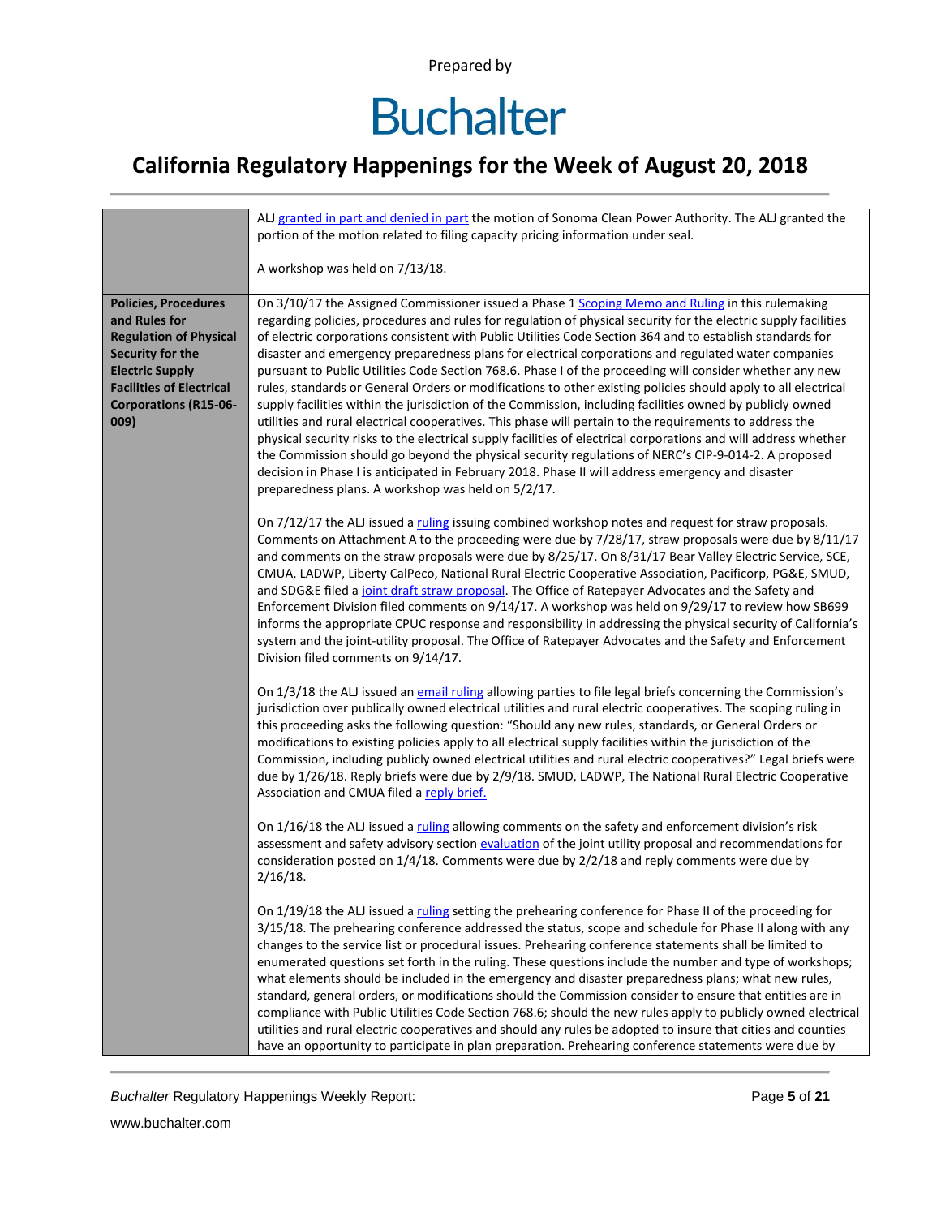| | |
|---|---|
| | ALJ granted in part and denied in part the motion of Sonoma Clean Power Authority. The ALJ granted the portion of the motion related to filing capacity pricing information under seal.<br><br>A workshop was held on 7/13/18. |
| **Policies, Procedures and Rules for Regulation of Physical Security for the Electric Supply Facilities of Electrical Corporations (R15-06-009)** | On 3/10/17 the Assigned Commissioner issued a Phase 1 Scoping Memo and Ruling in this rulemaking regarding policies, procedures and rules for regulation of physical security for the electric supply facilities of electric corporations consistent with Public Utilities Code Section 364 and to establish standards for disaster and emergency preparedness plans for electrical corporations and regulated water companies pursuant to Public Utilities Code Section 768.6. Phase I of the proceeding will consider whether any new rules, standards or General Orders or modifications to other existing policies should apply to all electrical supply facilities within the jurisdiction of the Commission, including facilities owned by publicly owned utilities and rural electrical cooperatives. This phase will pertain to the requirements to address the physical security risks to the electrical supply facilities of electrical corporations and will address whether the Commission should go beyond the physical security regulations of NERC's CIP-9-014-2. A proposed decision in Phase I is anticipated in February 2018. Phase II will address emergency and disaster preparedness plans. A workshop was held on 5/2/17.<br><br>On 7/12/17 the ALJ issued a ruling issuing combined workshop notes and request for straw proposals. Comments on Attachment A to the proceeding were due by 7/28/17, straw proposals were due by 8/11/17 and comments on the straw proposals were due by 8/25/17. On 8/31/17 Bear Valley Electric Service, SCE, CMUA, LADWP, Liberty CalPeco, National Rural Electric Cooperative Association, Pacificorp, PG&E, SMUD, and SDG&E filed a joint draft straw proposal. The Office of Ratepayer Advocates and the Safety and Enforcement Division filed comments on 9/14/17. A workshop was held on 9/29/17 to review how SB699 informs the appropriate CPUC response and responsibility in addressing the physical security of California's system and the joint-utility proposal. The Office of Ratepayer Advocates and the Safety and Enforcement Division filed comments on 9/14/17.<br><br>On 1/3/18 the ALJ issued an email ruling allowing parties to file legal briefs concerning the Commission's jurisdiction over publically owned electrical utilities and rural electric cooperatives. The scoping ruling in this proceeding asks the following question: "Should any new rules, standards, or General Orders or modifications to existing policies apply to all electrical supply facilities within the jurisdiction of the Commission, including publicly owned electrical utilities and rural electric cooperatives?" Legal briefs were due by 1/26/18. Reply briefs were due by 2/9/18. SMUD, LADWP, The National Rural Electric Cooperative Association and CMUA filed a reply brief.<br><br>On 1/16/18 the ALJ issued a ruling allowing comments on the safety and enforcement division's risk assessment and safety advisory section evaluation of the joint utility proposal and recommendations for consideration posted on 1/4/18. Comments were due by 2/2/18 and reply comments were due by 2/16/18.<br><br>On 1/19/18 the ALJ issued a ruling setting the prehearing conference for Phase II of the proceeding for 3/15/18. The prehearing conference addressed the status, scope and schedule for Phase II along with any changes to the service list or procedural issues. Prehearing conference statements shall be limited to enumerated questions set forth in the ruling. These questions include the number and type of workshops; what elements should be included in the emergency and disaster preparedness plans; what new rules, standard, general orders, or modifications should the Commission consider to ensure that entities are in compliance with Public Utilities Code Section 768.6; should the new rules apply to publicly owned electrical utilities and rural electric cooperatives and should any rules be adopted to insure that cities and counties have an opportunity to participate in plan preparation. Prehearing conference statements were due by |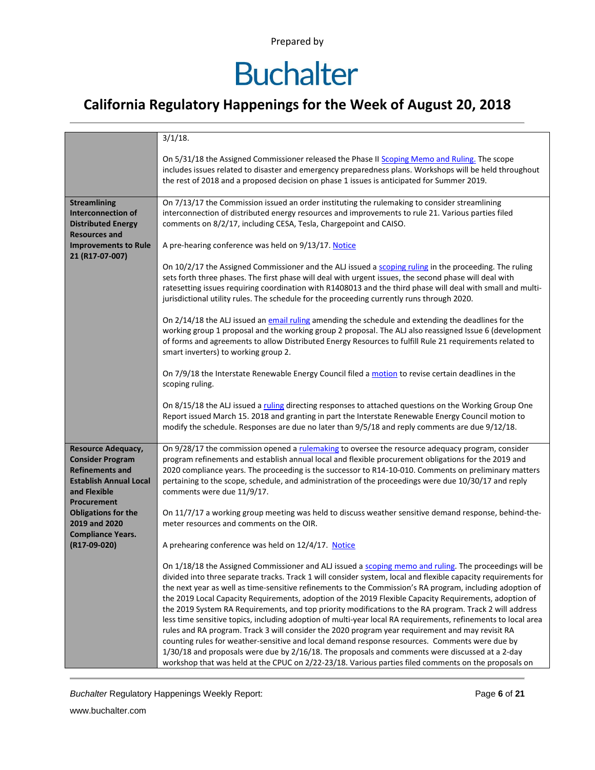| | |
|---|---|
| | 3/1/18.<br><br>On 5/31/18 the Assigned Commissioner released the Phase II Scoping Memo and Ruling. The scope includes issues related to disaster and emergency preparedness plans. Workshops will be held throughout the rest of 2018 and a proposed decision on phase 1 issues is anticipated for Summer 2019. |
| **Streamlining Interconnection of Distributed Energy Resources and Improvements to Rule 21 (R17-07-007)** | On 7/13/17 the Commission issued an order instituting the rulemaking to consider streamlining interconnection of distributed energy resources and improvements to rule 21. Various parties filed comments on 8/2/17, including CESA, Tesla, Chargepoint and CAISO.<br><br>A pre-hearing conference was held on 9/13/17. Notice<br><br>On 10/2/17 the Assigned Commissioner and the ALJ issued a scoping ruling in the proceeding. The ruling sets forth three phases. The first phase will deal with urgent issues, the second phase will deal with ratesetting issues requiring coordination with R1408013 and the third phase will deal with small and multi-jurisdictional utility rules. The schedule for the proceeding currently runs through 2020.<br><br>On 2/14/18 the ALJ issued an email ruling amending the schedule and extending the deadlines for the working group 1 proposal and the working group 2 proposal. The ALJ also reassigned Issue 6 (development of forms and agreements to allow Distributed Energy Resources to fulfill Rule 21 requirements related to smart inverters) to working group 2.<br><br>On 7/9/18 the Interstate Renewable Energy Council filed a motion to revise certain deadlines in the scoping ruling.<br><br>On 8/15/18 the ALJ issued a ruling directing responses to attached questions on the Working Group One Report issued March 15. 2018 and granting in part the Interstate Renewable Energy Council motion to modify the schedule. Responses are due no later than 9/5/18 and reply comments are due 9/12/18. |
| **Resource Adequacy, Consider Program Refinements and Establish Annual Local and Flexible Procurement Obligations for the 2019 and 2020 Compliance Years. (R17-09-020)** | On 9/28/17 the commission opened a rulemaking to oversee the resource adequacy program, consider program refinements and establish annual local and flexible procurement obligations for the 2019 and 2020 compliance years. The proceeding is the successor to R14-10-010. Comments on preliminary matters pertaining to the scope, schedule, and administration of the proceedings were due 10/30/17 and reply comments were due 11/9/17.<br><br>On 11/7/17 a working group meeting was held to discuss weather sensitive demand response, behind-the-meter resources and comments on the OIR.<br><br>A prehearing conference was held on 12/4/17. Notice<br><br>On 1/18/18 the Assigned Commissioner and ALJ issued a scoping memo and ruling. The proceedings will be divided into three separate tracks. Track 1 will consider system, local and flexible capacity requirements for the next year as well as time-sensitive refinements to the Commission's RA program, including adoption of the 2019 Local Capacity Requirements, adoption of the 2019 Flexible Capacity Requirements, adoption of the 2019 System RA Requirements, and top priority modifications to the RA program. Track 2 will address less time sensitive topics, including adoption of multi-year local RA requirements, refinements to local area rules and RA program. Track 3 will consider the 2020 program year requirement and may revisit RA counting rules for weather-sensitive and local demand response resources. Comments were due by 1/30/18 and proposals were due by 2/16/18. The proposals and comments were discussed at a 2-day workshop that was held at the CPUC on 2/22-23/18. Various parties filed comments on the proposals on |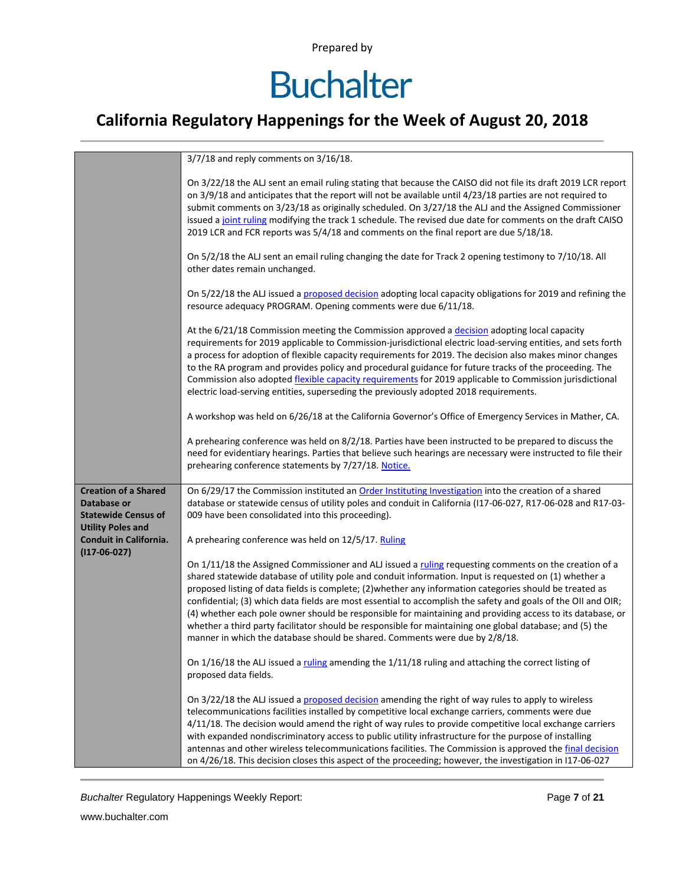| | |
|---|---|
| | 3/7/18 and reply comments on 3/16/18.<br><br>On 3/22/18 the ALJ sent an email ruling stating that because the CAISO did not file its draft 2019 LCR report on 3/9/18 and anticipates that the report will not be available until 4/23/18 parties are not required to submit comments on 3/23/18 as originally scheduled. On 3/27/18 the ALJ and the Assigned Commissioner issued a joint ruling modifying the track 1 schedule. The revised due date for comments on the draft CAISO 2019 LCR and FCR reports was 5/4/18 and comments on the final report are due 5/18/18.<br><br>On 5/2/18 the ALJ sent an email ruling changing the date for Track 2 opening testimony to 7/10/18. All other dates remain unchanged.<br><br>On 5/22/18 the ALJ issued a proposed decision adopting local capacity obligations for 2019 and refining the resource adequacy PROGRAM. Opening comments were due 6/11/18.<br><br>At the 6/21/18 Commission meeting the Commission approved a decision adopting local capacity requirements for 2019 applicable to Commission-jurisdictional electric load-serving entities, and sets forth a process for adoption of flexible capacity requirements for 2019. The decision also makes minor changes to the RA program and provides policy and procedural guidance for future tracks of the proceeding. The Commission also adopted flexible capacity requirements for 2019 applicable to Commission jurisdictional electric load-serving entities, superseding the previously adopted 2018 requirements.<br><br>A workshop was held on 6/26/18 at the California Governor's Office of Emergency Services in Mather, CA.<br><br>A prehearing conference was held on 8/2/18. Parties have been instructed to be prepared to discuss the need for evidentiary hearings. Parties that believe such hearings are necessary were instructed to file their prehearing conference statements by 7/27/18. Notice. |
| **Creation of a Shared Database or Statewide Census of Utility Poles and Conduit in California. (I17-06-027)** | On 6/29/17 the Commission instituted an Order Instituting Investigation into the creation of a shared database or statewide census of utility poles and conduit in California (I17-06-027, R17-06-028 and R17-03-009 have been consolidated into this proceeding).<br><br>A prehearing conference was held on 12/5/17. Ruling<br><br>On 1/11/18 the Assigned Commissioner and ALJ issued a ruling requesting comments on the creation of a shared statewide database of utility pole and conduit information. Input is requested on (1) whether a proposed listing of data fields is complete; (2)whether any information categories should be treated as confidential; (3) which data fields are most essential to accomplish the safety and goals of the OII and OIR; (4) whether each pole owner should be responsible for maintaining and providing access to its database, or whether a third party facilitator should be responsible for maintaining one global database; and (5) the manner in which the database should be shared. Comments were due by 2/8/18.<br><br>On 1/16/18 the ALJ issued a ruling amending the 1/11/18 ruling and attaching the correct listing of proposed data fields.<br><br>On 3/22/18 the ALJ issued a proposed decision amending the right of way rules to apply to wireless telecommunications facilities installed by competitive local exchange carriers, comments were due 4/11/18. The decision would amend the right of way rules to provide competitive local exchange carriers with expanded nondiscriminatory access to public utility infrastructure for the purpose of installing antennas and other wireless telecommunications facilities. The Commission is approved the final decision on 4/26/18. This decision closes this aspect of the proceeding; however, the investigation in I17-06-027 |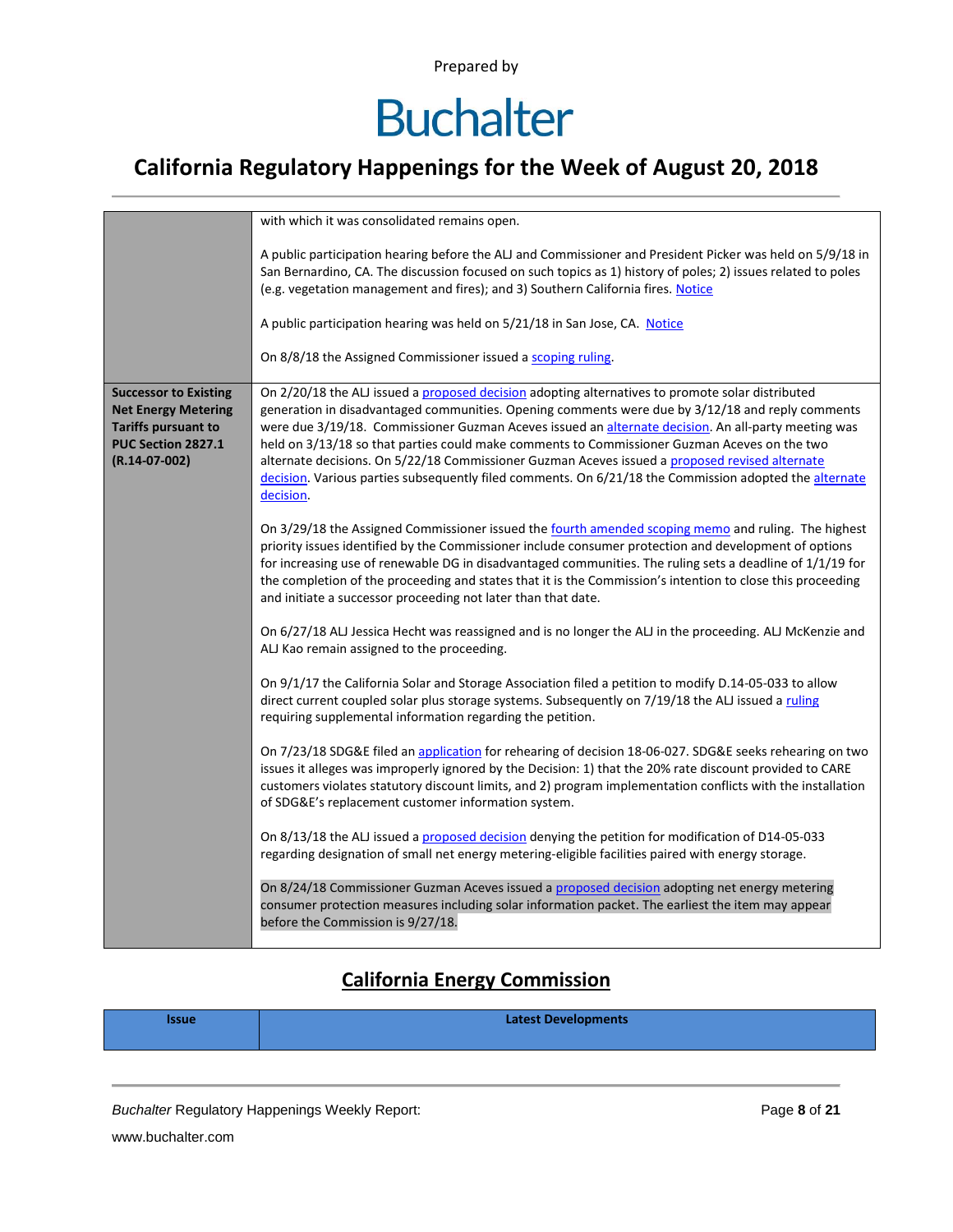| | |
|---|---|
| | with which it was consolidated remains open.<br><br>A public participation hearing before the ALJ and Commissioner and President Picker was held on 5/9/18 in San Bernardino, CA. The discussion focused on such topics as 1) history of poles; 2) issues related to poles (e.g. vegetation management and fires); and 3) Southern California fires. Notice<br><br>A public participation hearing was held on 5/21/18 in San Jose, CA. Notice<br><br>On 8/8/18 the Assigned Commissioner issued a scoping ruling. |
| **Successor to Existing Net Energy Metering Tariffs pursuant to PUC Section 2827.1 (R.14-07-002)** | On 2/20/18 the ALJ issued a proposed decision adopting alternatives to promote solar distributed generation in disadvantaged communities. Opening comments were due by 3/12/18 and reply comments were due 3/19/18. Commissioner Guzman Aceves issued an alternate decision. An all-party meeting was held on 3/13/18 so that parties could make comments to Commissioner Guzman Aceves on the two alternate decisions. On 5/22/18 Commissioner Guzman Aceves issued a proposed revised alternate decision. Various parties subsequently filed comments. On 6/21/18 the Commission adopted the alternate decision.<br><br>On 3/29/18 the Assigned Commissioner issued the fourth amended scoping memo and ruling. The highest priority issues identified by the Commissioner include consumer protection and development of options for increasing use of renewable DG in disadvantaged communities. The ruling sets a deadline of 1/1/19 for the completion of the proceeding and states that it is the Commission's intention to close this proceeding and initiate a successor proceeding not later than that date.<br><br>On 6/27/18 ALJ Jessica Hecht was reassigned and is no longer the ALJ in the proceeding. ALJ McKenzie and ALJ Kao remain assigned to the proceeding.<br><br>On 9/1/17 the California Solar and Storage Association filed a petition to modify D.14-05-033 to allow direct current coupled solar plus storage systems. Subsequently on 7/19/18 the ALJ issued a ruling requiring supplemental information regarding the petition.<br><br>On 7/23/18 SDG&E filed an application for rehearing of decision 18-06-027. SDG&E seeks rehearing on two issues it alleges was improperly ignored by the Decision: 1) that the 20% rate discount provided to CARE customers violates statutory discount limits, and 2) program implementation conflicts with the installation of SDG&E's replacement customer information system.<br><br>On 8/13/18 the ALJ issued a proposed decision denying the petition for modification of D14-05-033 regarding designation of small net energy metering-eligible facilities paired with energy storage.<br><br>On 8/24/18 Commissioner Guzman Aceves issued a proposed decision adopting net energy metering consumer protection measures including solar information packet. The earliest the item may appear before the Commission is 9/27/18. |

## California Energy Commission

| Issue | Latest Developments |
|---|---|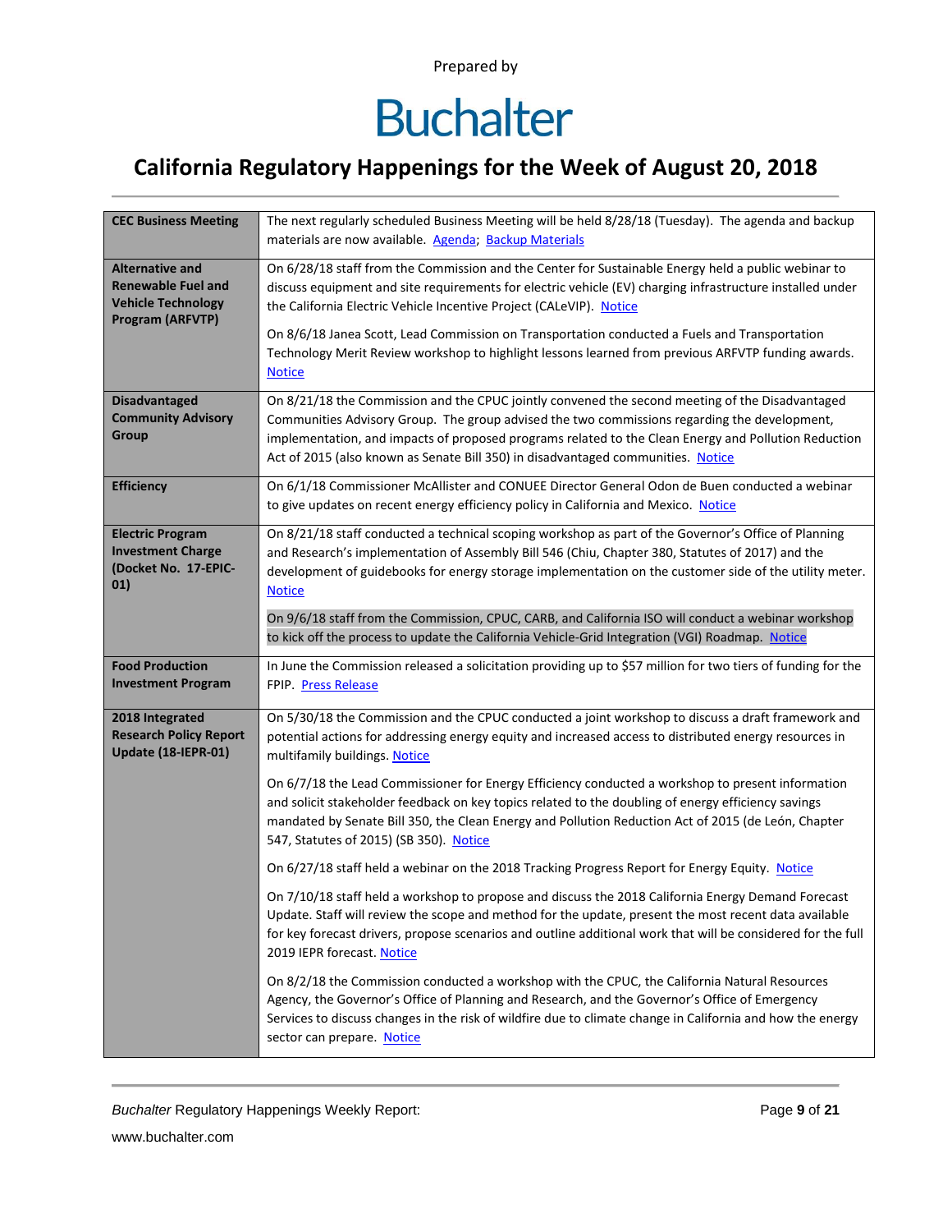Prepared by

# Buchalter

## California Regulatory Happenings for the Week of August 20, 2018

| | |
|---|---|
| **CEC Business Meeting** | The next regularly scheduled Business Meeting will be held 8/28/18 (Tuesday). The agenda and backup materials are now available. Agenda; Backup Materials |
| **Alternative and Renewable Fuel and Vehicle Technology Program (ARFVTP)** | On 6/28/18 staff from the Commission and the Center for Sustainable Energy held a public webinar to discuss equipment and site requirements for electric vehicle (EV) charging infrastructure installed under the California Electric Vehicle Incentive Project (CALeVIP). Notice<br><br>On 8/6/18 Janea Scott, Lead Commission on Transportation conducted a Fuels and Transportation Technology Merit Review workshop to highlight lessons learned from previous ARFVTP funding awards. Notice |
| **Disadvantaged Community Advisory Group** | On 8/21/18 the Commission and the CPUC jointly convened the second meeting of the Disadvantaged Communities Advisory Group. The group advised the two commissions regarding the development, implementation, and impacts of proposed programs related to the Clean Energy and Pollution Reduction Act of 2015 (also known as Senate Bill 350) in disadvantaged communities. Notice |
| **Efficiency** | On 6/1/18 Commissioner McAllister and CONUEE Director General Odon de Buen conducted a webinar to give updates on recent energy efficiency policy in California and Mexico. Notice |
| **Electric Program Investment Charge (Docket No. 17-EPIC-01)** | On 8/21/18 staff conducted a technical scoping workshop as part of the Governor's Office of Planning and Research's implementation of Assembly Bill 546 (Chiu, Chapter 380, Statutes of 2017) and the development of guidebooks for energy storage implementation on the customer side of the utility meter. Notice<br><br>On 9/6/18 staff from the Commission, CPUC, CARB, and California ISO will conduct a webinar workshop to kick off the process to update the California Vehicle-Grid Integration (VGI) Roadmap. Notice |
| **Food Production Investment Program** | In June the Commission released a solicitation providing up to $57 million for two tiers of funding for the FPIP. Press Release |
| **2018 Integrated Research Policy Report Update (18-IEPR-01)** | On 5/30/18 the Commission and the CPUC conducted a joint workshop to discuss a draft framework and potential actions for addressing energy equity and increased access to distributed energy resources in multifamily buildings. Notice<br><br>On 6/7/18 the Lead Commissioner for Energy Efficiency conducted a workshop to present information and solicit stakeholder feedback on key topics related to the doubling of energy efficiency savings mandated by Senate Bill 350, the Clean Energy and Pollution Reduction Act of 2015 (de León, Chapter 547, Statutes of 2015) (SB 350). Notice<br><br>On 6/27/18 staff held a webinar on the 2018 Tracking Progress Report for Energy Equity. Notice<br><br>On 7/10/18 staff held a workshop to propose and discuss the 2018 California Energy Demand Forecast Update. Staff will review the scope and method for the update, present the most recent data available for key forecast drivers, propose scenarios and outline additional work that will be considered for the full 2019 IEPR forecast. Notice<br><br>On 8/2/18 the Commission conducted a workshop with the CPUC, the California Natural Resources Agency, the Governor's Office of Planning and Research, and the Governor's Office of Emergency Services to discuss changes in the risk of wildfire due to climate change in California and how the energy sector can prepare. Notice |

*Buchalter* Regulatory Happenings Weekly Report:

www.buchalter.com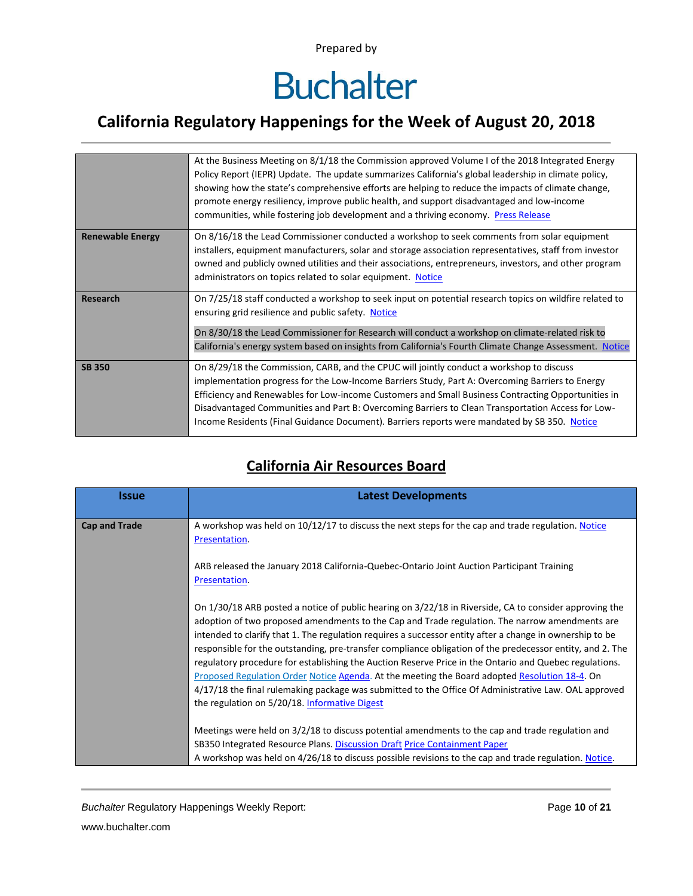Prepared by

# Buchalter

## California Regulatory Happenings for the Week of August 20, 2018

| | |
|---|---|
| | At the Business Meeting on 8/1/18 the Commission approved Volume I of the 2018 Integrated Energy Policy Report (IEPR) Update. The update summarizes California's global leadership in climate policy, showing how the state's comprehensive efforts are helping to reduce the impacts of climate change, promote energy resiliency, improve public health, and support disadvantaged and low-income communities, while fostering job development and a thriving economy. Press Release |
| **Renewable Energy** | On 8/16/18 the Lead Commissioner conducted a workshop to seek comments from solar equipment installers, equipment manufacturers, solar and storage association representatives, staff from investor owned and publicly owned utilities and their associations, entrepreneurs, investors, and other program administrators on topics related to solar equipment. Notice |
| **Research** | On 7/25/18 staff conducted a workshop to seek input on potential research topics on wildfire related to ensuring grid resilience and public safety. Notice<br><br>On 8/30/18 the Lead Commissioner for Research will conduct a workshop on climate-related risk to California's energy system based on insights from California's Fourth Climate Change Assessment. Notice |
| **SB 350** | On 8/29/18 the Commission, CARB, and the CPUC will jointly conduct a workshop to discuss implementation progress for the Low-Income Barriers Study, Part A: Overcoming Barriers to Energy Efficiency and Renewables for Low-income Customers and Small Business Contracting Opportunities in Disadvantaged Communities and Part B: Overcoming Barriers to Clean Transportation Access for Low-Income Residents (Final Guidance Document). Barriers reports were mandated by SB 350. Notice |

## California Air Resources Board

| Issue | Latest Developments |
|---|---|
| **Cap and Trade** | A workshop was held on 10/12/17 to discuss the next steps for the cap and trade regulation. Notice Presentation.<br><br>ARB released the January 2018 California-Quebec-Ontario Joint Auction Participant Training Presentation.<br><br>On 1/30/18 ARB posted a notice of public hearing on 3/22/18 in Riverside, CA to consider approving the adoption of two proposed amendments to the Cap and Trade regulation. The narrow amendments are intended to clarify that 1. The regulation requires a successor entity after a change in ownership to be responsible for the outstanding, pre-transfer compliance obligation of the predecessor entity, and 2. The regulatory procedure for establishing the Auction Reserve Price in the Ontario and Quebec regulations. Proposed Regulation Order Notice Agenda. At the meeting the Board adopted Resolution 18-4. On 4/17/18 the final rulemaking package was submitted to the Office Of Administrative Law. OAL approved the regulation on 5/20/18. Informative Digest<br><br>Meetings were held on 3/2/18 to discuss potential amendments to the cap and trade regulation and SB350 Integrated Resource Plans. Discussion Draft Price Containment Paper<br>A workshop was held on 4/26/18 to discuss possible revisions to the cap and trade regulation. Notice. |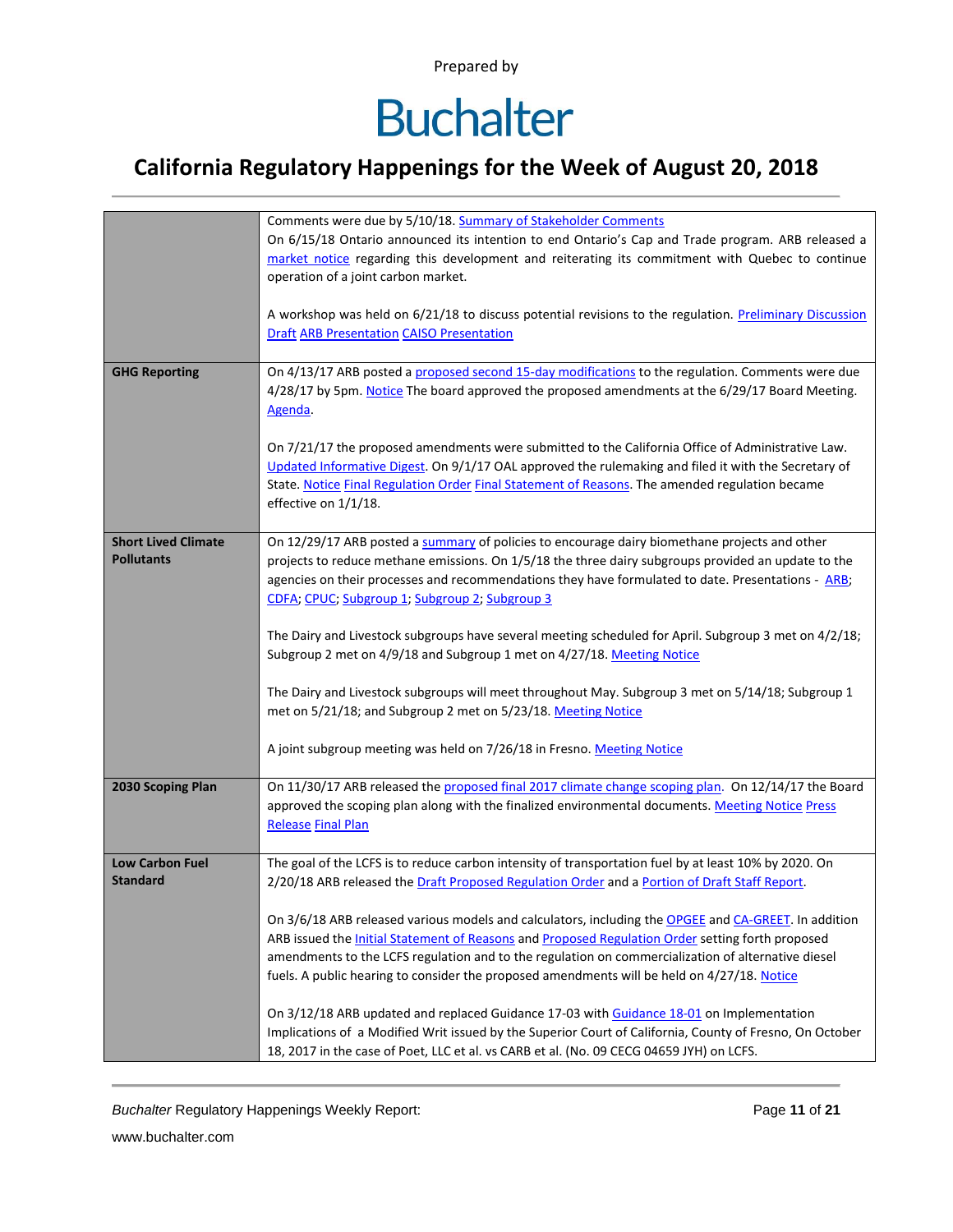| | |
|---|---|
| | Comments were due by 5/10/18. Summary of Stakeholder Comments<br>On 6/15/18 Ontario announced its intention to end Ontario's Cap and Trade program. ARB released a market notice regarding this development and reiterating its commitment with Quebec to continue operation of a joint carbon market.<br><br>A workshop was held on 6/21/18 to discuss potential revisions to the regulation. Preliminary Discussion Draft ARB Presentation CAISO Presentation |
| **GHG Reporting** | On 4/13/17 ARB posted a proposed second 15-day modifications to the regulation. Comments were due 4/28/17 by 5pm. Notice The board approved the proposed amendments at the 6/29/17 Board Meeting. Agenda.<br><br>On 7/21/17 the proposed amendments were submitted to the California Office of Administrative Law. Updated Informative Digest. On 9/1/17 OAL approved the rulemaking and filed it with the Secretary of State. Notice Final Regulation Order Final Statement of Reasons. The amended regulation became effective on 1/1/18. |
| **Short Lived Climate Pollutants** | On 12/29/17 ARB posted a summary of policies to encourage dairy biomethane projects and other projects to reduce methane emissions. On 1/5/18 the three dairy subgroups provided an update to the agencies on their processes and recommendations they have formulated to date. Presentations - ARB; CDFA; CPUC; Subgroup 1; Subgroup 2; Subgroup 3<br><br>The Dairy and Livestock subgroups have several meeting scheduled for April. Subgroup 3 met on 4/2/18; Subgroup 2 met on 4/9/18 and Subgroup 1 met on 4/27/18. Meeting Notice<br><br>The Dairy and Livestock subgroups will meet throughout May. Subgroup 3 met on 5/14/18; Subgroup 1 met on 5/21/18; and Subgroup 2 met on 5/23/18. Meeting Notice<br><br>A joint subgroup meeting was held on 7/26/18 in Fresno. Meeting Notice |
| **2030 Scoping Plan** | On 11/30/17 ARB released the proposed final 2017 climate change scoping plan. On 12/14/17 the Board approved the scoping plan along with the finalized environmental documents. Meeting Notice Press Release Final Plan |
| **Low Carbon Fuel Standard** | The goal of the LCFS is to reduce carbon intensity of transportation fuel by at least 10% by 2020. On 2/20/18 ARB released the Draft Proposed Regulation Order and a Portion of Draft Staff Report.<br><br>On 3/6/18 ARB released various models and calculators, including the OPGEE and CA-GREET. In addition ARB issued the Initial Statement of Reasons and Proposed Regulation Order setting forth proposed amendments to the LCFS regulation and to the regulation on commercialization of alternative diesel fuels. A public hearing to consider the proposed amendments will be held on 4/27/18. Notice<br><br>On 3/12/18 ARB updated and replaced Guidance 17-03 with Guidance 18-01 on Implementation Implications of a Modified Writ issued by the Superior Court of California, County of Fresno, On October 18, 2017 in the case of Poet, LLC et al. vs CARB et al. (No. 09 CECG 04659 JYH) on LCFS. |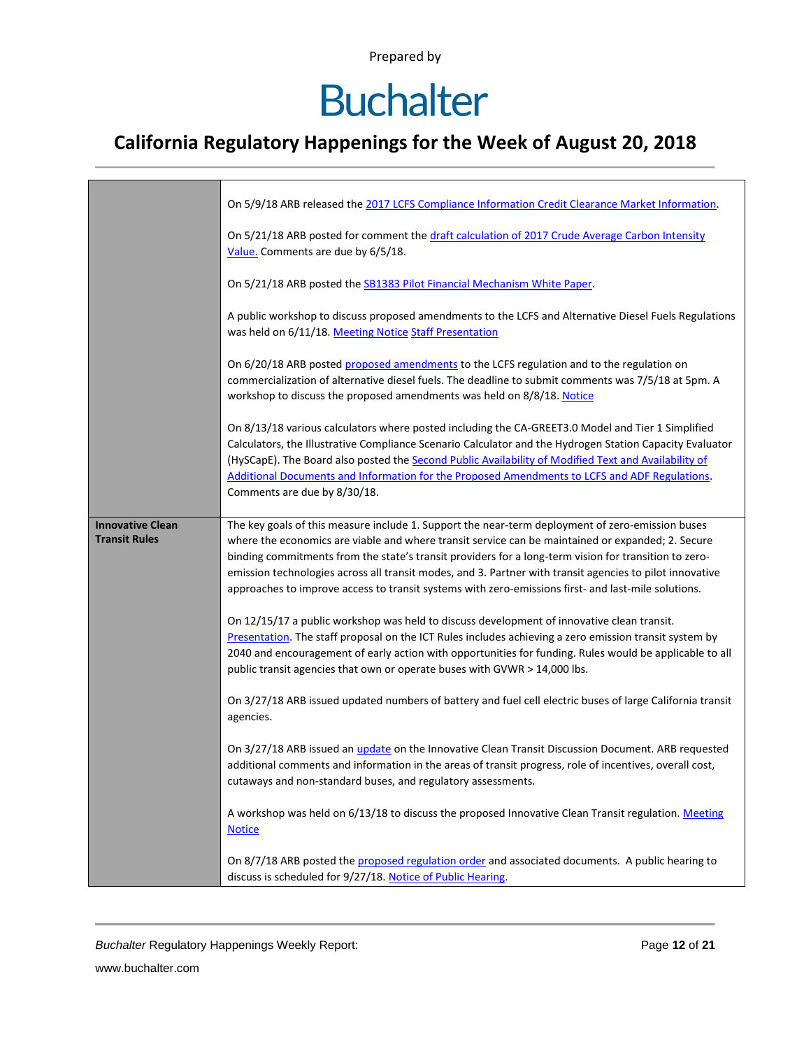| | |
|---|---|
| | On 5/9/18 ARB released the 2017 LCFS Compliance Information Credit Clearance Market Information.<br><br>On 5/21/18 ARB posted for comment the draft calculation of 2017 Crude Average Carbon Intensity Value. Comments are due by 6/5/18.<br><br>On 5/21/18 ARB posted the SB1383 Pilot Financial Mechanism White Paper.<br><br>A public workshop to discuss proposed amendments to the LCFS and Alternative Diesel Fuels Regulations was held on 6/11/18. Meeting Notice Staff Presentation<br><br>On 6/20/18 ARB posted proposed amendments to the LCFS regulation and to the regulation on commercialization of alternative diesel fuels. The deadline to submit comments was 7/5/18 at 5pm. A workshop to discuss the proposed amendments was held on 8/8/18. Notice<br><br>On 8/13/18 various calculators where posted including the CA-GREET3.0 Model and Tier 1 Simplified Calculators, the Illustrative Compliance Scenario Calculator and the Hydrogen Station Capacity Evaluator (HySCapE). The Board also posted the Second Public Availability of Modified Text and Availability of Additional Documents and Information for the Proposed Amendments to LCFS and ADF Regulations. Comments are due by 8/30/18. |
| **Innovative Clean Transit Rules** | The key goals of this measure include 1. Support the near-term deployment of zero-emission buses where the economics are viable and where transit service can be maintained or expanded; 2. Secure binding commitments from the state's transit providers for a long-term vision for transition to zero-emission technologies across all transit modes, and 3. Partner with transit agencies to pilot innovative approaches to improve access to transit systems with zero-emissions first- and last-mile solutions.<br><br>On 12/15/17 a public workshop was held to discuss development of innovative clean transit. Presentation. The staff proposal on the ICT Rules includes achieving a zero emission transit system by 2040 and encouragement of early action with opportunities for funding. Rules would be applicable to all public transit agencies that own or operate buses with GVWR > 14,000 lbs.<br><br>On 3/27/18 ARB issued updated numbers of battery and fuel cell electric buses of large California transit agencies.<br><br>On 3/27/18 ARB issued an update on the Innovative Clean Transit Discussion Document. ARB requested additional comments and information in the areas of transit progress, role of incentives, overall cost, cutaways and non-standard buses, and regulatory assessments.<br><br>A workshop was held on 6/13/18 to discuss the proposed Innovative Clean Transit regulation. Meeting Notice<br><br>On 8/7/18 ARB posted the proposed regulation order and associated documents. A public hearing to discuss is scheduled for 9/27/18. Notice of Public Hearing. |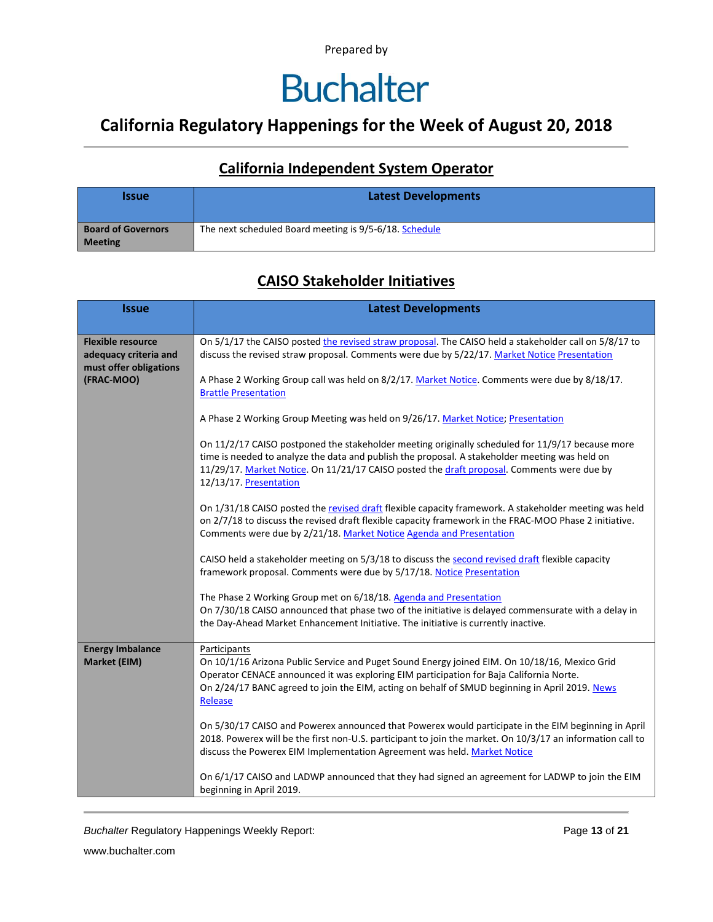Prepared by

# Buchalter

## California Regulatory Happenings for the Week of August 20, 2018

### California Independent System Operator

| Issue | Latest Developments |
| --- | --- |
| **Board of Governors Meeting** | The next scheduled Board meeting is 9/5-6/18. Schedule |

### CAISO Stakeholder Initiatives

| Issue | Latest Developments |
| --- | --- |
| **Flexible resource adequacy criteria and must offer obligations (FRAC-MOO)** | On 5/1/17 the CAISO posted the revised straw proposal. The CAISO held a stakeholder call on 5/8/17 to discuss the revised straw proposal. Comments were due by 5/22/17. Market Notice Presentation<br><br>A Phase 2 Working Group call was held on 8/2/17. Market Notice. Comments were due by 8/18/17. Brattle Presentation<br><br>A Phase 2 Working Group Meeting was held on 9/26/17. Market Notice; Presentation<br><br>On 11/2/17 CAISO postponed the stakeholder meeting originally scheduled for 11/9/17 because more time is needed to analyze the data and publish the proposal. A stakeholder meeting was held on 11/29/17. Market Notice. On 11/21/17 CAISO posted the draft proposal. Comments were due by 12/13/17. Presentation<br><br>On 1/31/18 CAISO posted the revised draft flexible capacity framework. A stakeholder meeting was held on 2/7/18 to discuss the revised draft flexible capacity framework in the FRAC-MOO Phase 2 initiative. Comments were due by 2/21/18. Market Notice Agenda and Presentation<br><br>CAISO held a stakeholder meeting on 5/3/18 to discuss the second revised draft flexible capacity framework proposal. Comments were due by 5/17/18. Notice Presentation<br><br>The Phase 2 Working Group met on 6/18/18. Agenda and Presentation<br>On 7/30/18 CAISO announced that phase two of the initiative is delayed commensurate with a delay in the Day-Ahead Market Enhancement Initiative. The initiative is currently inactive. |
| **Energy Imbalance Market (EIM)** | Participants<br>On 10/1/16 Arizona Public Service and Puget Sound Energy joined EIM. On 10/18/16, Mexico Grid Operator CENACE announced it was exploring EIM participation for Baja California Norte.<br>On 2/24/17 BANC agreed to join the EIM, acting on behalf of SMUD beginning in April 2019. News Release<br><br>On 5/30/17 CAISO and Powerex announced that Powerex would participate in the EIM beginning in April 2018. Powerex will be the first non-U.S. participant to join the market. On 10/3/17 an information call to discuss the Powerex EIM Implementation Agreement was held. Market Notice<br><br>On 6/1/17 CAISO and LADWP announced that they had signed an agreement for LADWP to join the EIM beginning in April 2019. |

*Buchalter* Regulatory Happenings Weekly Report:

www.buchalter.com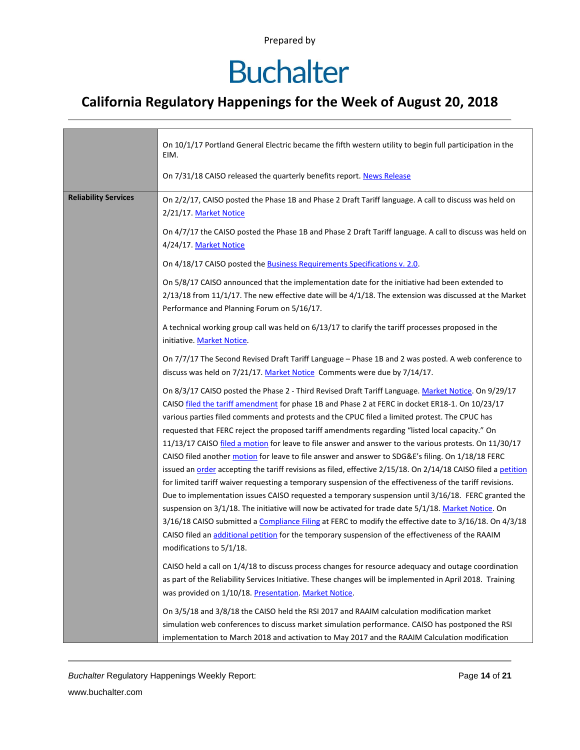| | |
|---|---|
| | On 10/1/17 Portland General Electric became the fifth western utility to begin full participation in the EIM.<br><br>On 7/31/18 CAISO released the quarterly benefits report. News Release |
| **Reliability Services** | On 2/2/17, CAISO posted the Phase 1B and Phase 2 Draft Tariff language. A call to discuss was held on 2/21/17. Market Notice<br><br>On 4/7/17 the CAISO posted the Phase 1B and Phase 2 Draft Tariff language. A call to discuss was held on 4/24/17. Market Notice<br><br>On 4/18/17 CAISO posted the Business Requirements Specifications v. 2.0.<br><br>On 5/8/17 CAISO announced that the implementation date for the initiative had been extended to 2/13/18 from 11/1/17. The new effective date will be 4/1/18. The extension was discussed at the Market Performance and Planning Forum on 5/16/17.<br><br>A technical working group call was held on 6/13/17 to clarify the tariff processes proposed in the initiative. Market Notice.<br><br>On 7/7/17 The Second Revised Draft Tariff Language – Phase 1B and 2 was posted. A web conference to discuss was held on 7/21/17. Market Notice Comments were due by 7/14/17.<br><br>On 8/3/17 CAISO posted the Phase 2 - Third Revised Draft Tariff Language. Market Notice. On 9/29/17 CAISO filed the tariff amendment for phase 1B and Phase 2 at FERC in docket ER18-1. On 10/23/17 various parties filed comments and protests and the CPUC filed a limited protest. The CPUC has requested that FERC reject the proposed tariff amendments regarding "listed local capacity." On 11/13/17 CAISO filed a motion for leave to file answer and answer to the various protests. On 11/30/17 CAISO filed another motion for leave to file answer and answer to SDG&E's filing. On 1/18/18 FERC issued an order accepting the tariff revisions as filed, effective 2/15/18. On 2/14/18 CAISO filed a petition for limited tariff waiver requesting a temporary suspension of the effectiveness of the tariff revisions. Due to implementation issues CAISO requested a temporary suspension until 3/16/18. FERC granted the suspension on 3/1/18. The initiative will now be activated for trade date 5/1/18. Market Notice. On 3/16/18 CAISO submitted a Compliance Filing at FERC to modify the effective date to 3/16/18. On 4/3/18 CAISO filed an additional petition for the temporary suspension of the effectiveness of the RAAIM modifications to 5/1/18.<br><br>CAISO held a call on 1/4/18 to discuss process changes for resource adequacy and outage coordination as part of the Reliability Services Initiative. These changes will be implemented in April 2018. Training was provided on 1/10/18. Presentation. Market Notice.<br><br>On 3/5/18 and 3/8/18 the CAISO held the RSI 2017 and RAAIM calculation modification market simulation web conferences to discuss market simulation performance. CAISO has postponed the RSI implementation to March 2018 and activation to May 2017 and the RAAIM Calculation modification |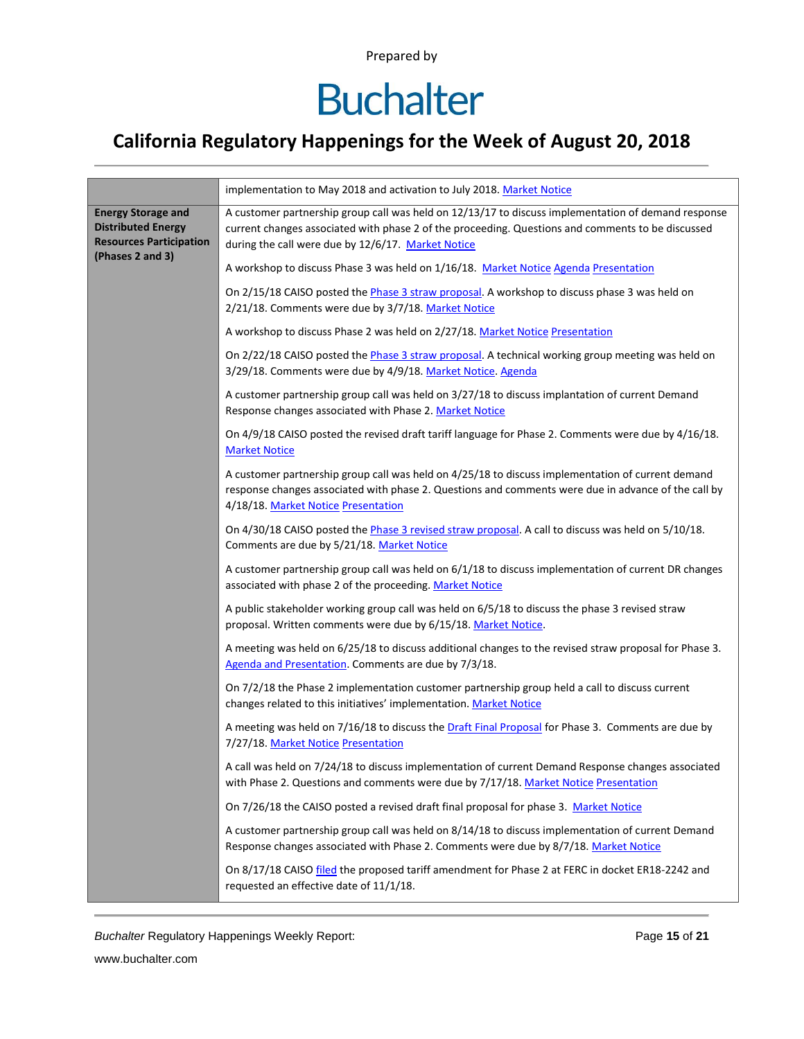| | |
|---|---|
| | implementation to May 2018 and activation to July 2018. Market Notice |
| **Energy Storage and Distributed Energy Resources Participation (Phases 2 and 3)** | A customer partnership group call was held on 12/13/17 to discuss implementation of demand response current changes associated with phase 2 of the proceeding. Questions and comments to be discussed during the call were due by 12/6/17. Market Notice<br><br>A workshop to discuss Phase 3 was held on 1/16/18. Market Notice Agenda Presentation<br><br>On 2/15/18 CAISO posted the Phase 3 straw proposal. A workshop to discuss phase 3 was held on 2/21/18. Comments were due by 3/7/18. Market Notice<br><br>A workshop to discuss Phase 2 was held 2/27/18. Market Notice Presentation<br><br>On 2/22/18 CAISO posted the Phase 3 straw proposal. A technical working group meeting was held on 3/29/18. Comments were due by 4/9/18. Market Notice. Agenda<br><br>A customer partnership group call was held on 3/27/18 to discuss implantation of current Demand Response changes associated with Phase 2. Market Notice<br><br>On 4/9/18 CAISO posted the revised draft tariff language for Phase 2. Comments were due by 4/16/18. Market Notice<br><br>A customer partnership group call was held on 4/25/18 to discuss implementation of current demand response changes associated with phase 2. Questions and comments were due in advance of the call by 4/18/18. Market Notice Presentation<br><br>On 4/30/18 CAISO posted the Phase 3 revised straw proposal. A call to discuss was held on 5/10/18. Comments are due by 5/21/18. Market Notice<br><br>A customer partnership group call was held on 6/1/18 to discuss implementation of current DR changes associated with phase 2 of the proceeding. Market Notice<br><br>A public stakeholder working group call was held on 6/5/18 to discuss the phase 3 revised straw proposal. Written comments were due by 6/15/18. Market Notice.<br><br>A meeting was held on 6/25/18 to discuss additional changes to the revised straw proposal for Phase 3. Agenda and Presentation. Comments are due by 7/3/18.<br><br>On 7/2/18 the Phase 2 implementation customer partnership group held a call to discuss current changes related to this initiatives' implementation. Market Notice<br><br>A meeting was held on 7/16/18 to discuss the Draft Final Proposal for Phase 3. Comments are due by 7/27/18. Market Notice Presentation<br><br>A call was held on 7/24/18 to discuss implementation of current Demand Response changes associated with Phase 2. Questions and comments were due by 7/17/18. Market Notice Presentation<br><br>On 7/26/18 the CAISO posted a revised draft final proposal for phase 3. Market Notice<br><br>A customer partnership group call was held on 8/14/18 to discuss implementation of current Demand Response changes associated with Phase 2. Comments were due by 8/7/18. Market Notice<br><br>On 8/17/18 CAISO filed the proposed tariff amendment for Phase 2 at FERC in docket ER18-2242 and requested an effective date of 11/1/18. |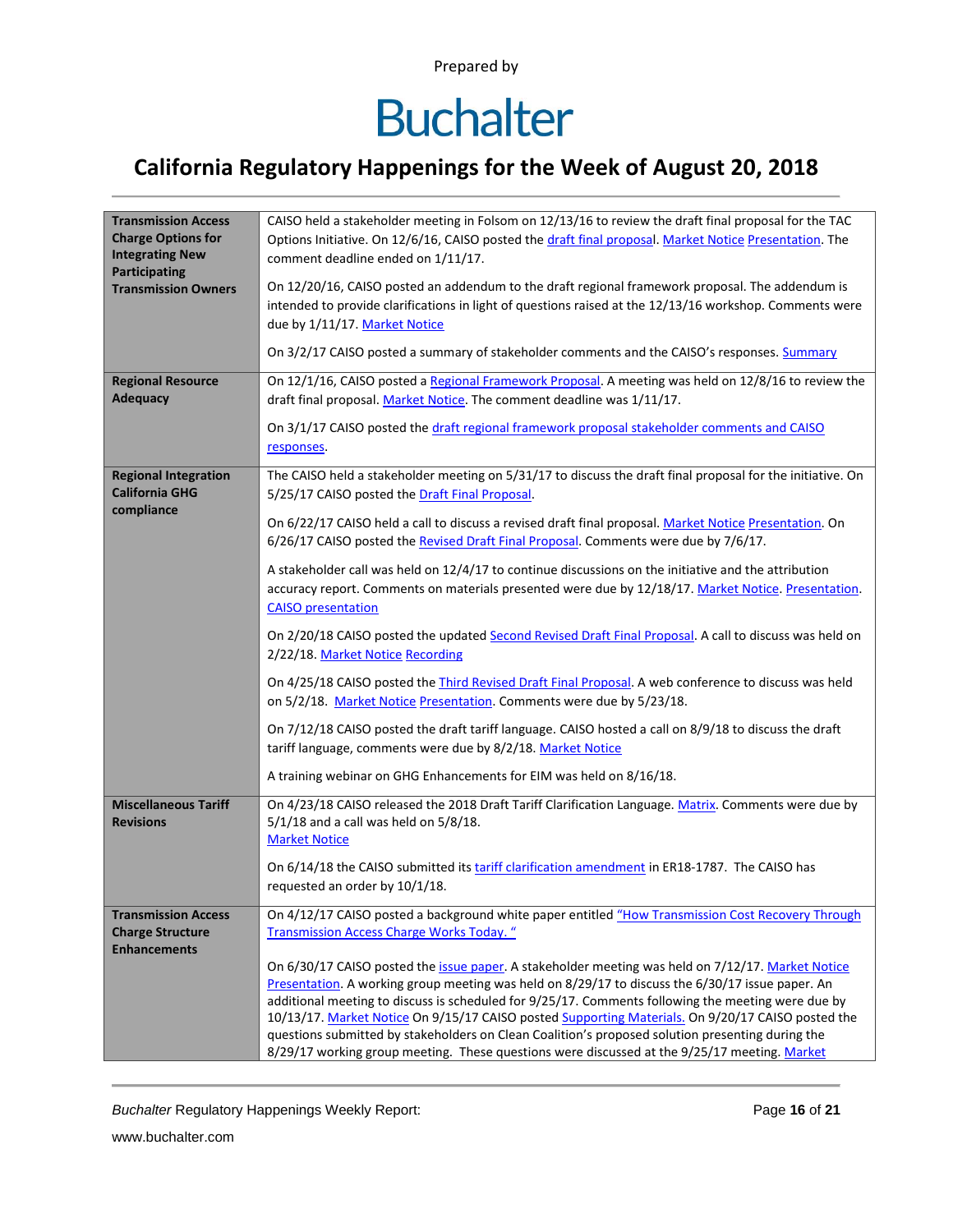Prepared by

# Buchalter

## California Regulatory Happenings for the Week of August 20, 2018

| | |
|---|---|
| **Transmission Access Charge Options for Integrating New Participating Transmission Owners** | CAISO held a stakeholder meeting in Folsom on 12/13/16 to review the draft final proposal for the TAC Options Initiative. On 12/6/16, CAISO posted the draft final proposal. Market Notice Presentation. The comment deadline ended on 1/11/17.<br><br>On 12/20/16, CAISO posted an addendum to the draft regional framework proposal. The addendum is intended to provide clarifications in light of questions raised at the 12/13/16 workshop. Comments were due by 1/11/17. Market Notice<br><br>On 3/2/17 CAISO posted a summary of stakeholder comments and the CAISO's responses. Summary |
| **Regional Resource Adequacy** | On 12/1/16, CAISO posted a Regional Framework Proposal. A meeting was held on 12/8/16 to review the draft final proposal. Market Notice. The comment deadline was 1/11/17.<br><br>On 3/1/17 CAISO posted the draft regional framework proposal stakeholder comments and CAISO responses. |
| **Regional Integration California GHG compliance** | The CAISO held a stakeholder meeting on 5/31/17 to discuss the draft final proposal for the initiative. On 5/25/17 CAISO posted the Draft Final Proposal.<br><br>On 6/22/17 CAISO held a call to discuss a revised draft final proposal. Market Notice Presentation. On 6/26/17 CAISO posted the Revised Draft Final Proposal. Comments were due by 7/6/17.<br><br>A stakeholder call was held on 12/4/17 to continue discussions on the initiative and the attribution accuracy report. Comments on materials presented were due by 12/18/17. Market Notice. Presentation. CAISO presentation<br><br>On 2/20/18 CAISO posted the updated Second Revised Draft Final Proposal. A call to discuss was held on 2/22/18. Market Notice Recording<br><br>On 4/25/18 CAISO posted the Third Revised Draft Final Proposal. A web conference to discuss was held on 5/2/18. Market Notice Presentation. Comments were due by 5/23/18.<br><br>On 7/12/18 CAISO posted the draft tariff language. CAISO hosted a call on 8/9/18 to discuss the draft tariff language, comments were due by 8/2/18. Market Notice<br><br>A training webinar on GHG Enhancements for EIM was held on 8/16/18. |
| **Miscellaneous Tariff Revisions** | On 4/23/18 CAISO released the 2018 Draft Tariff Clarification Language. Matrix. Comments were due by 5/1/18 and a call was held on 5/8/18.<br>Market Notice<br><br>On 6/14/18 the CAISO submitted its tariff clarification amendment in ER18-1787. The CAISO has requested an order by 10/1/18. |
| **Transmission Access Charge Structure Enhancements** | On 4/12/17 CAISO posted a background white paper entitled "How Transmission Cost Recovery Through Transmission Access Charge Works Today. "<br><br>On 6/30/17 CAISO posted the issue paper. A stakeholder meeting was held on 7/12/17. Market Notice Presentation. A working group meeting was held on 8/29/17 to discuss the 6/30/17 issue paper. An additional meeting to discuss is scheduled for 9/25/17. Comments following the meeting were due by 10/13/17. Market Notice On 9/15/17 CAISO posted Supporting Materials. On 9/20/17 CAISO posted the questions submitted by stakeholders on Clean Coalition's proposed solution presenting during the 8/29/17 working group meeting. These questions were discussed at the 9/25/17 meeting. Market |

*Buchalter* Regulatory Happenings Weekly Report:

www.buchalter.com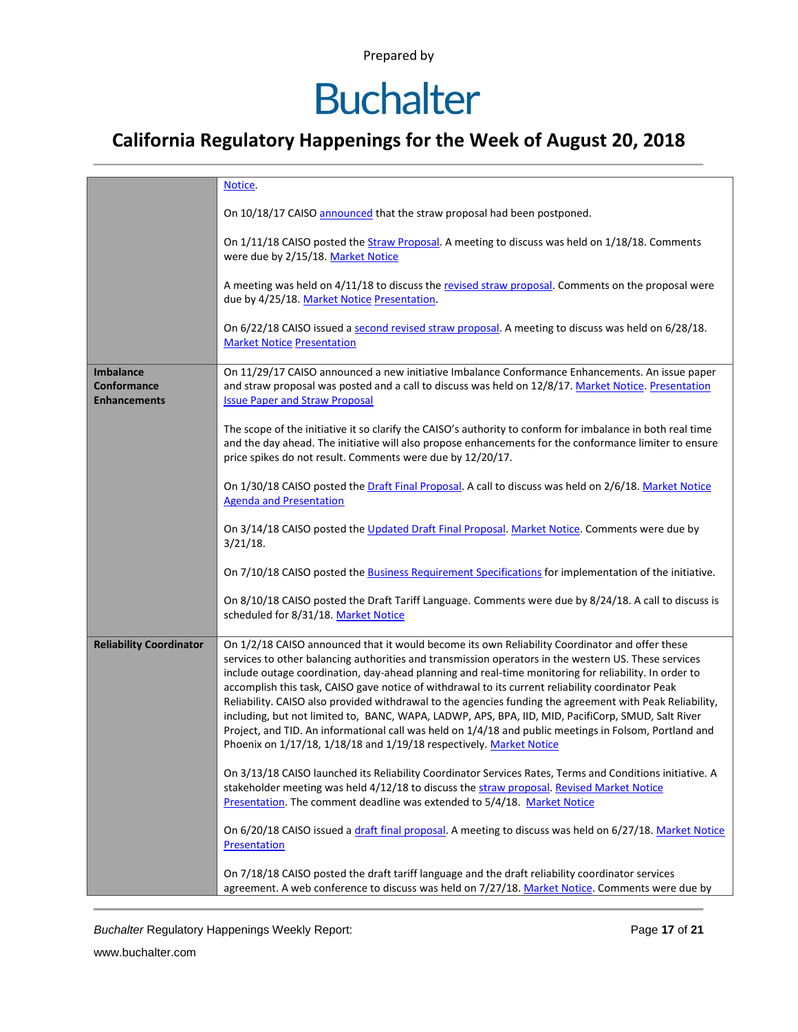| | |
|---|---|
| | Notice.<br><br>On 10/18/17 CAISO announced that the straw proposal had been postponed.<br><br>On 1/11/18 CAISO posted the Straw Proposal. A meeting to discuss was held on 1/18/18. Comments were due by 2/15/18. Market Notice<br><br>A meeting was held on 4/11/18 to discuss the revised straw proposal. Comments on the proposal were due by 4/25/18. Market Notice Presentation.<br><br>On 6/22/18 CAISO issued a second revised straw proposal. A meeting to discuss was held on 6/28/18. Market Notice Presentation |
| **Imbalance Conformance Enhancements** | On 11/29/17 CAISO announced a new initiative Imbalance Conformance Enhancements. An issue paper and straw proposal was posted and a call to discuss was held on 12/8/17. Market Notice. Presentation Issue Paper and Straw Proposal<br><br>The scope of the initiative it so clarify the CAISO's authority to conform for imbalance in both real time and the day ahead. The initiative will also propose enhancements for the conformance limiter to ensure price spikes do not result. Comments were due by 12/20/17.<br><br>On 1/30/18 CAISO posted the Draft Final Proposal. A call to discuss was held on 2/6/18. Market Notice Agenda and Presentation<br><br>On 3/14/18 CAISO posted the Updated Draft Final Proposal. Market Notice. Comments were due by 3/21/18.<br><br>On 7/10/18 CAISO posted the Business Requirement Specifications for implementation of the initiative.<br><br>On 8/10/18 CAISO posted the Draft Tariff Language. Comments were due by 8/24/18. A call to discuss is scheduled for 8/31/18. Market Notice |
| **Reliability Coordinator** | On 1/2/18 CAISO announced that it would become its own Reliability Coordinator and offer these services to other balancing authorities and transmission operators in the western US. These services include outage coordination, day-ahead planning and real-time monitoring for reliability. In order to accomplish this task, CAISO gave notice of withdrawal to its current reliability coordinator Peak Reliability. CAISO also provided withdrawal to the agencies funding the agreement with Peak Reliability, including, but not limited to, BANC, WAPA, LADWP, APS, BPA, IID, MID, PacifiCorp, SMUD, Salt River Project, and TID. An informational call was held on 1/4/18 and public meetings in Folsom, Portland and Phoenix on 1/17/18, 1/18/18 and 1/19/18 respectively. Market Notice<br><br>On 3/13/18 CAISO launched its Reliability Coordinator Services Rates, Terms and Conditions initiative. A stakeholder meeting was held 4/12/18 to discuss the straw proposal. Revised Market Notice Presentation. The comment deadline was extended to 5/4/18. Market Notice<br><br>On 6/20/18 CAISO issued a draft final proposal. A meeting to discuss was held on 6/27/18. Market Notice Presentation<br><br>On 7/18/18 CAISO posted the draft tariff language and the draft reliability coordinator services agreement. A web conference to discuss was held on 7/27/18. Market Notice. Comments were due by |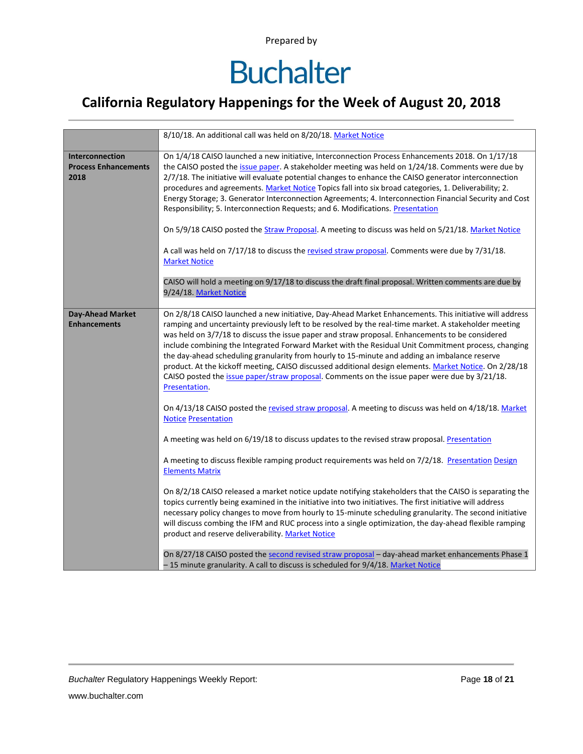| | |
|---|---|
| | 8/10/18. An additional call was held on 8/20/18. Market Notice |
| **Interconnection Process Enhancements 2018** | On 1/4/18 CAISO launched a new initiative, Interconnection Process Enhancements 2018. On 1/17/18 the CAISO posted the issue paper. A stakeholder meeting was held on 1/24/18. Comments were due by 2/7/18. The initiative will evaluate potential changes to enhance the CAISO generator interconnection procedures and agreements. Market Notice Topics fall into six broad categories, 1. Deliverability; 2. Energy Storage; 3. Generator Interconnection Agreements; 4. Interconnection Financial Security and Cost Responsibility; 5. Interconnection Requests; and 6. Modifications. Presentation<br><br>On 5/9/18 CAISO posted the Straw Proposal. A meeting to discuss was held on 5/21/18. Market Notice<br><br>A call was held on 7/17/18 to discuss the revised straw proposal. Comments were due by 7/31/18. Market Notice<br><br>CAISO will hold a meeting on 9/17/18 to discuss the draft final proposal. Written comments are due by 9/24/18. Market Notice |
| **Day-Ahead Market Enhancements** | On 2/8/18 CAISO launched a new initiative, Day-Ahead Market Enhancements. This initiative will address ramping and uncertainty previously left to be resolved by the real-time market. A stakeholder meeting was held on 3/7/18 to discuss the issue paper and straw proposal. Enhancements to be considered include combining the Integrated Forward Market with the Residual Unit Commitment process, changing the day-ahead scheduling granularity from hourly to 15-minute and adding an imbalance reserve product. At the kickoff meeting, CAISO discussed additional design elements. Market Notice. On 2/28/18 CAISO posted the issue paper/straw proposal. Comments on the issue paper were due by 3/21/18. Presentation.<br><br>On 4/13/18 CAISO posted the revised straw proposal. A meeting to discuss was held on 4/18/18. Market Notice Presentation<br><br>A meeting was held on 6/19/18 to discuss updates to the revised straw proposal. Presentation<br><br>A meeting to discuss flexible ramping product requirements was held on 7/2/18. Presentation Design Elements Matrix<br><br>On 8/2/18 CAISO released a market notice update notifying stakeholders that the CAISO is separating the topics currently being examined in the initiative into two initiatives. The first initiative will address necessary policy changes to move from hourly to 15-minute scheduling granularity. The second initiative will discuss combing the IFM and RUC process into a single optimization, the day-ahead flexible ramping product and reserve deliverability. Market Notice<br><br>On 8/27/18 CAISO posted the second revised straw proposal – day-ahead market enhancements Phase 1 – 15 minute granularity. A call to discuss is scheduled for 9/4/18. Market Notice |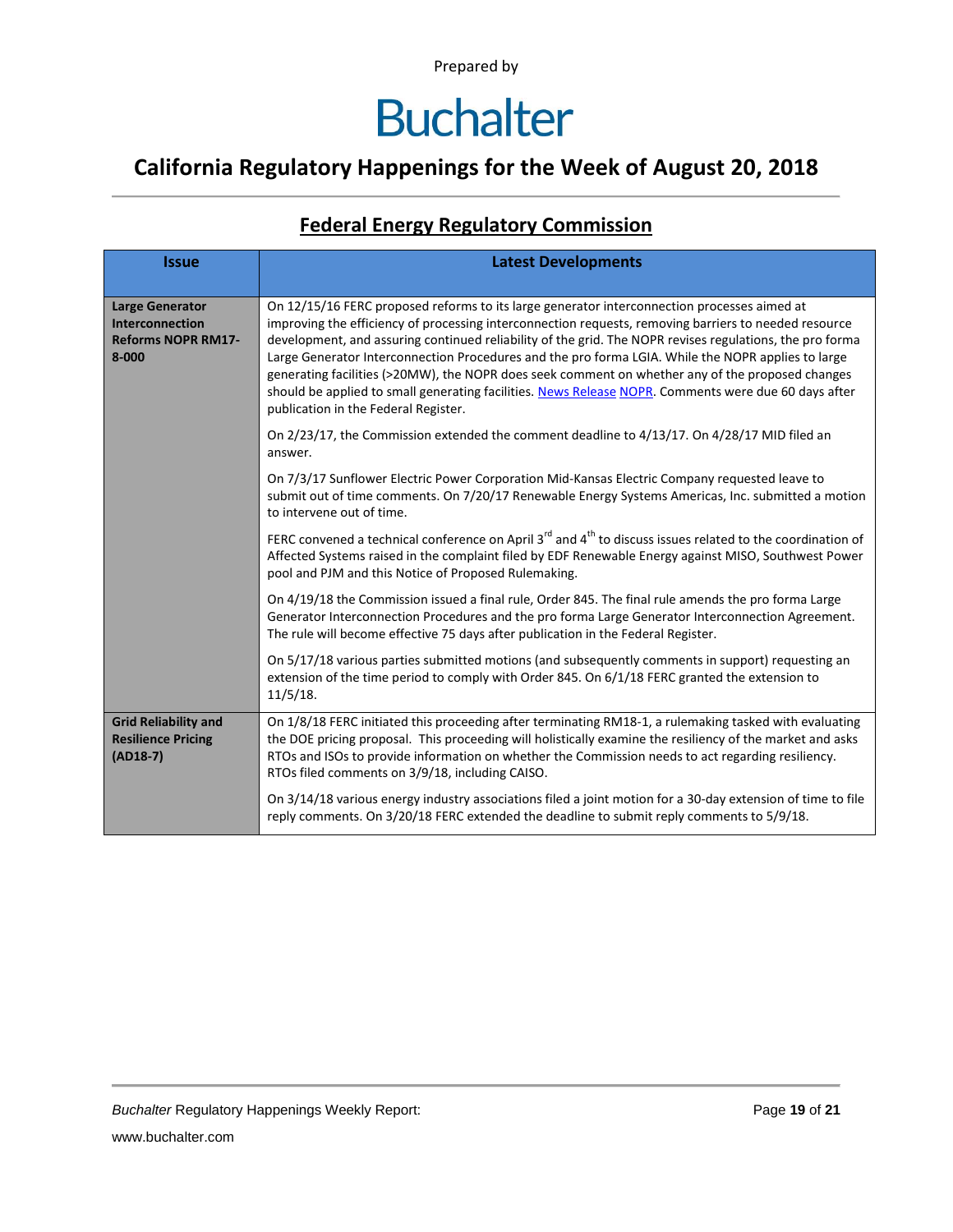Prepared by

# Buchalter

## California Regulatory Happenings for the Week of August 20, 2018

### Federal Energy Regulatory Commission

| Issue | Latest Developments |
|---|---|
| **Large Generator Interconnection Reforms NOPR RM17-8-000** | On 12/15/16 FERC proposed reforms to its large generator interconnection processes aimed at improving the efficiency of processing interconnection requests, removing barriers to needed resource development, and assuring continued reliability of the grid. The NOPR revises regulations, the pro forma Large Generator Interconnection Procedures and the pro forma LGIA. While the NOPR applies to large generating facilities (>20MW), the NOPR does seek comment on whether any of the proposed changes should be applied to small generating facilities. News Release NOPR. Comments were due 60 days after publication in the Federal Register.<br><br>On 2/23/17, the Commission extended the comment deadline to 4/13/17. On 4/28/17 MID filed an answer.<br><br>On 7/3/17 Sunflower Electric Power Corporation Mid-Kansas Electric Company requested leave to submit out of time comments. On 7/20/17 Renewable Energy Systems Americas, Inc. submitted a motion to intervene out of time.<br><br>FERC convened a technical conference on April 3rd and 4th to discuss issues related to the coordination of Affected Systems raised in the complaint filed by EDF Renewable Energy against MISO, Southwest Power pool and PJM and this Notice of Proposed Rulemaking.<br><br>On 4/19/18 the Commission issued a final rule, Order 845. The final rule amends the pro forma Large Generator Interconnection Procedures and the pro forma Large Generator Interconnection Agreement. The rule will become effective 75 days after publication in the Federal Register.<br><br>On 5/17/18 various parties submitted motions (and subsequently comments in support) requesting an extension of the time period to comply with Order 845. On 6/1/18 FERC granted the extension to 11/5/18. |
| **Grid Reliability and Resilience Pricing (AD18-7)** | On 1/8/18 FERC initiated this proceeding after terminating RM18-1, a rulemaking tasked with evaluating the DOE pricing proposal. This proceeding will holistically examine the resiliency of the market and asks RTOs and ISOs to provide information on whether the Commission needs to act regarding resiliency. RTOs filed comments on 3/9/18, including CAISO.<br><br>On 3/14/18 various energy industry associations filed a joint motion for a 30-day extension of time to file reply comments. On 3/20/18 FERC extended the deadline to submit reply comments to 5/9/18. |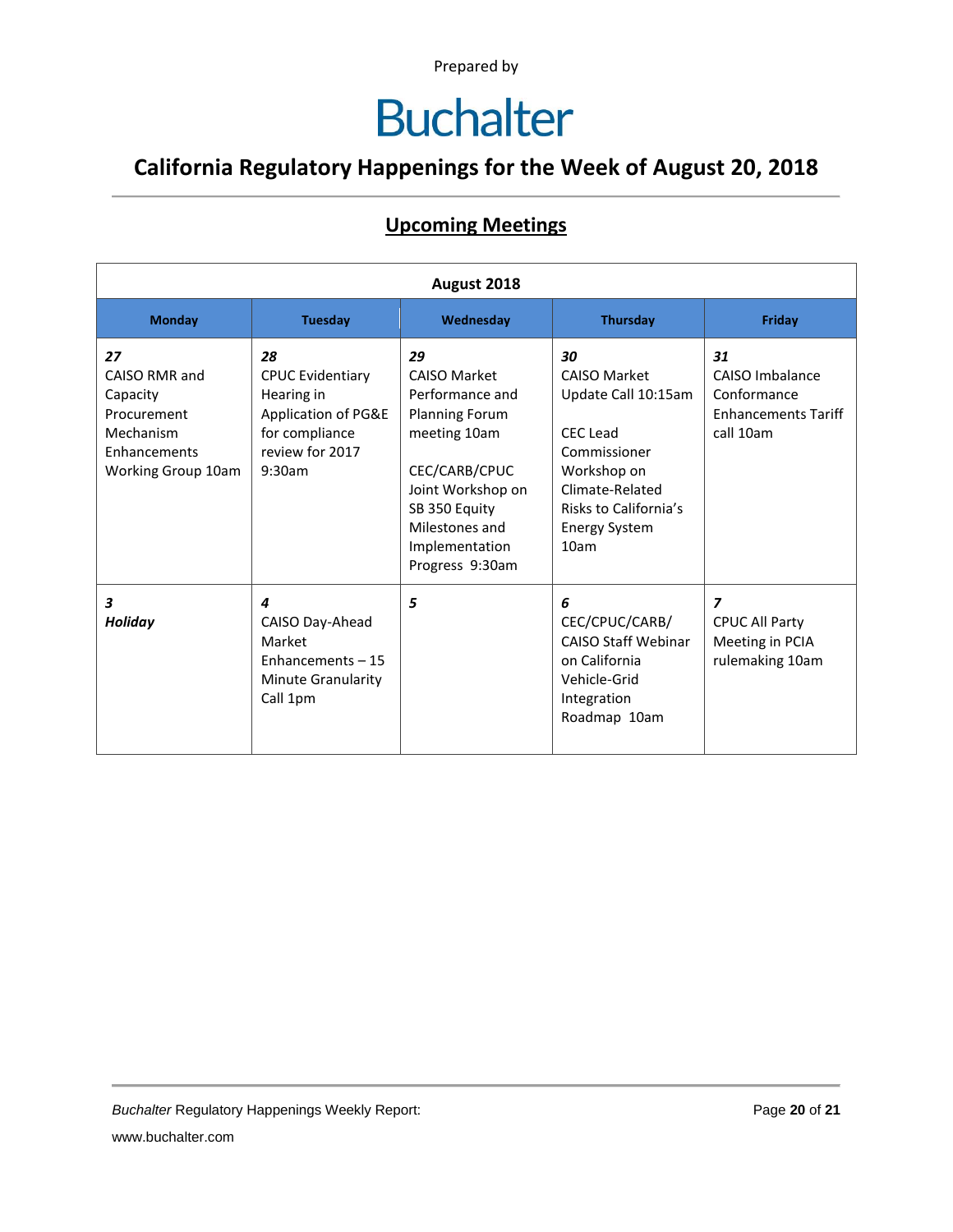Prepared by

# Buchalter

## California Regulatory Happenings for the Week of August 20, 2018

### Upcoming Meetings

| August 2018 | | | | |
|---|---|---|---|---|
| **Monday** | **Tuesday** | **Wednesday** | **Thursday** | **Friday** |
| ***27*** CAISO RMR and Capacity Procurement Mechanism Enhancements Working Group 10am | ***28*** CPUC Evidentiary Hearing in Application of PG&E for compliance review for 2017 9:30am | ***29*** CAISO Market Performance and Planning Forum meeting 10am<br><br>CEC/CARB/CPUC Joint Workshop on SB 350 Equity Milestones and Implementation Progress 9:30am | ***30*** CAISO Market Update Call 10:15am<br><br>CEC Lead Commissioner Workshop on Climate-Related Risks to California's Energy System 10am | ***31*** CAISO Imbalance Conformance Enhancements Tariff call 10am |
| ***3*** ***Holiday*** | ***4*** CAISO Day-Ahead Market Enhancements – 15 Minute Granularity Call 1pm | ***5*** | ***6*** CEC/CPUC/CARB/ CAISO Staff Webinar on California Vehicle-Grid Integration Roadmap 10am | ***7*** CPUC All Party Meeting in PCIA rulemaking 10am |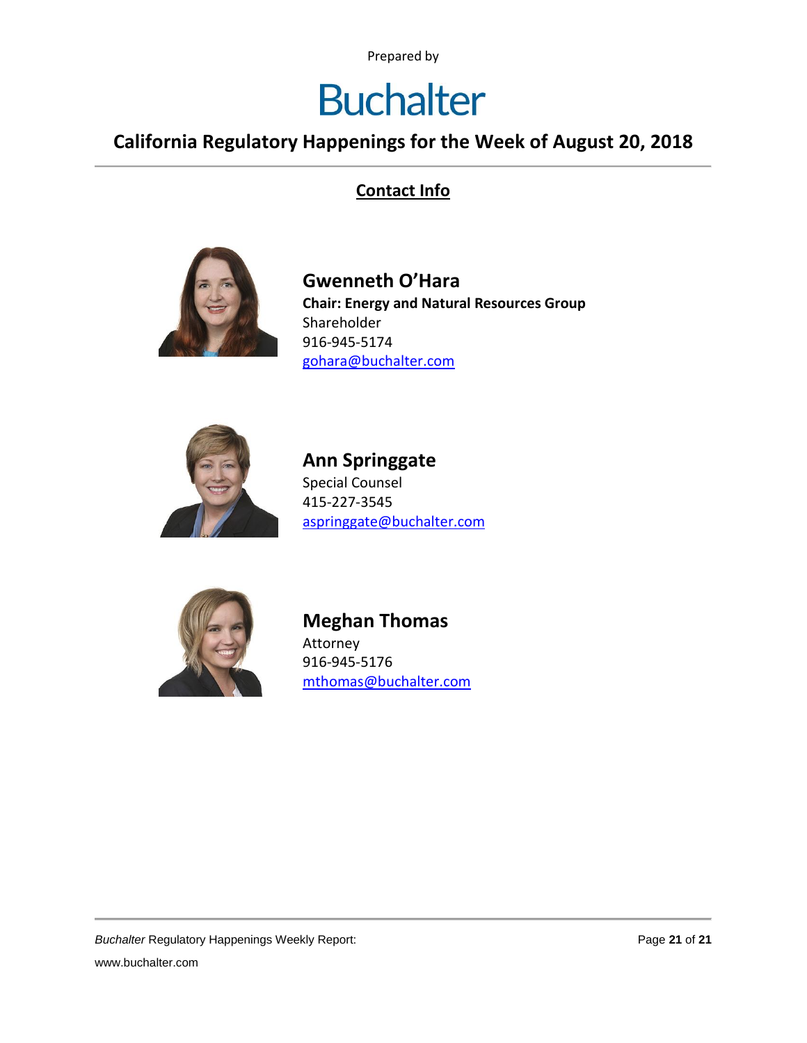Prepared by

# Buchalter

## California Regulatory Happenings for the Week of August 20, 2018

### Contact Info

### Gwenneth O'Hara

**Chair: Energy and Natural Resources Group**
Shareholder
916-945-5174
gohara@buchalter.com

### Ann Springgate

Special Counsel
415-227-3545
aspringgate@buchalter.com

### Meghan Thomas

Attorney
916-945-5176
mthomas@buchalter.com